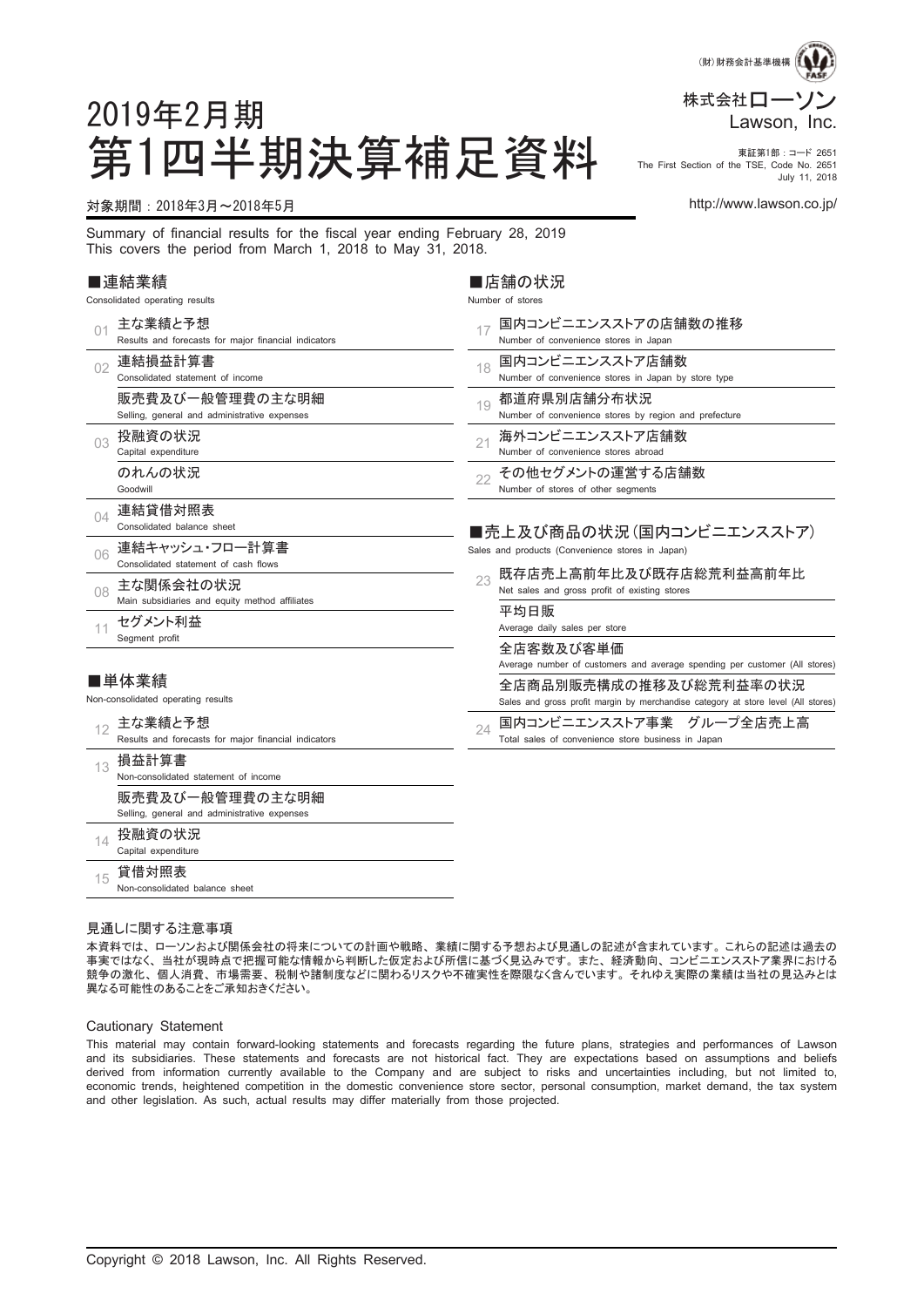(財)財務会計基準機構

株式会社ローソン
Lawson, Inc.

東証第1部：コード 2651
The First Section of the TSE, Code No. 2651
July 11, 2018

# 2019年2月期
# 第1四半期決算補足資料

対象期間：2018年3月～2018年5月

http://www.lawson.co.jp/

Summary of financial results for the fiscal year ending February 28, 2019
This covers the period from March 1, 2018 to May 31, 2018.

## ■連結業績
Consolidated operating results

- 01 主な業績と予想 Results and forecasts for major financial indicators
- 02 連結損益計算書 Consolidated statement of income
  - 販売費及び一般管理費の主な明細 Selling, general and administrative expenses
- 03 投融資の状況 Capital expenditure
  - のれんの状況 Goodwill
- 04 連結貸借対照表 Consolidated balance sheet
- 06 連結キャッシュ・フロー計算書 Consolidated statement of cash flows
- 08 主な関係会社の状況 Main subsidiaries and equity method affiliates
- 11 セグメント利益 Segment profit

## ■単体業績
Non-consolidated operating results

- 12 主な業績と予想 Results and forecasts for major financial indicators
- 13 損益計算書 Non-consolidated statement of income
  - 販売費及び一般管理費の主な明細 Selling, general and administrative expenses
- 14 投融資の状況 Capital expenditure
- 15 貸借対照表 Non-consolidated balance sheet

## ■店舗の状況
Number of stores

- 17 国内コンビニエンスストアの店舗数の推移 Number of convenience stores in Japan
- 18 国内コンビニエンスストア店舗数 Number of convenience stores in Japan by store type
- 19 都道府県別店舗分布状況 Number of convenience stores by region and prefecture
- 21 海外コンビニエンスストア店舗数 Number of convenience stores abroad
- 22 その他セグメントの運営する店舗数 Number of stores of other segments

## ■売上及び商品の状況（国内コンビニエンスストア）
Sales and products (Convenience stores in Japan)

- 23 既存店売上高前年比及び既存店総荒利益高前年比 Net sales and gross profit of existing stores
  - 平均日販 Average daily sales per store
  - 全店客数及び客単価 Average number of customers and average spending per customer (All stores)
  - 全店商品別販売構成の推移及び総荒利益率の状況 Sales and gross profit margin by merchandise category at store level (All stores)
- 24 国内コンビニエンスストア事業　グループ全店売上高 Total sales of convenience store business in Japan

### 見通しに関する注意事項

本資料では、ローソンおよび関係会社の将来についての計画や戦略、業績に関する予想および見通しの記述が含まれています。これらの記述は過去の事実ではなく、当社が現時点で把握可能な情報から判断した仮定および所信に基づく見込みです。また、経済動向、コンビニエンスストア業界における競争の激化、個人消費、市場需要、税制や諸制度などに関わるリスクや不確実性を際限なく含んでいます。それゆえ実際の業績は当社の見込みとは異なる可能性のあることをご承知おきください。

### Cautionary Statement

This material may contain forward-looking statements and forecasts regarding the future plans, strategies and performances of Lawson and its subsidiaries. These statements and forecasts are not historical fact. They are expectations based on assumptions and beliefs derived from information currently available to the Company and are subject to risks and uncertainties including, but not limited to, economic trends, heightened competition in the domestic convenience store sector, personal consumption, market demand, the tax system and other legislation. As such, actual results may differ materially from those projected.

Copyright © 2018 Lawson, Inc. All Rights Reserved.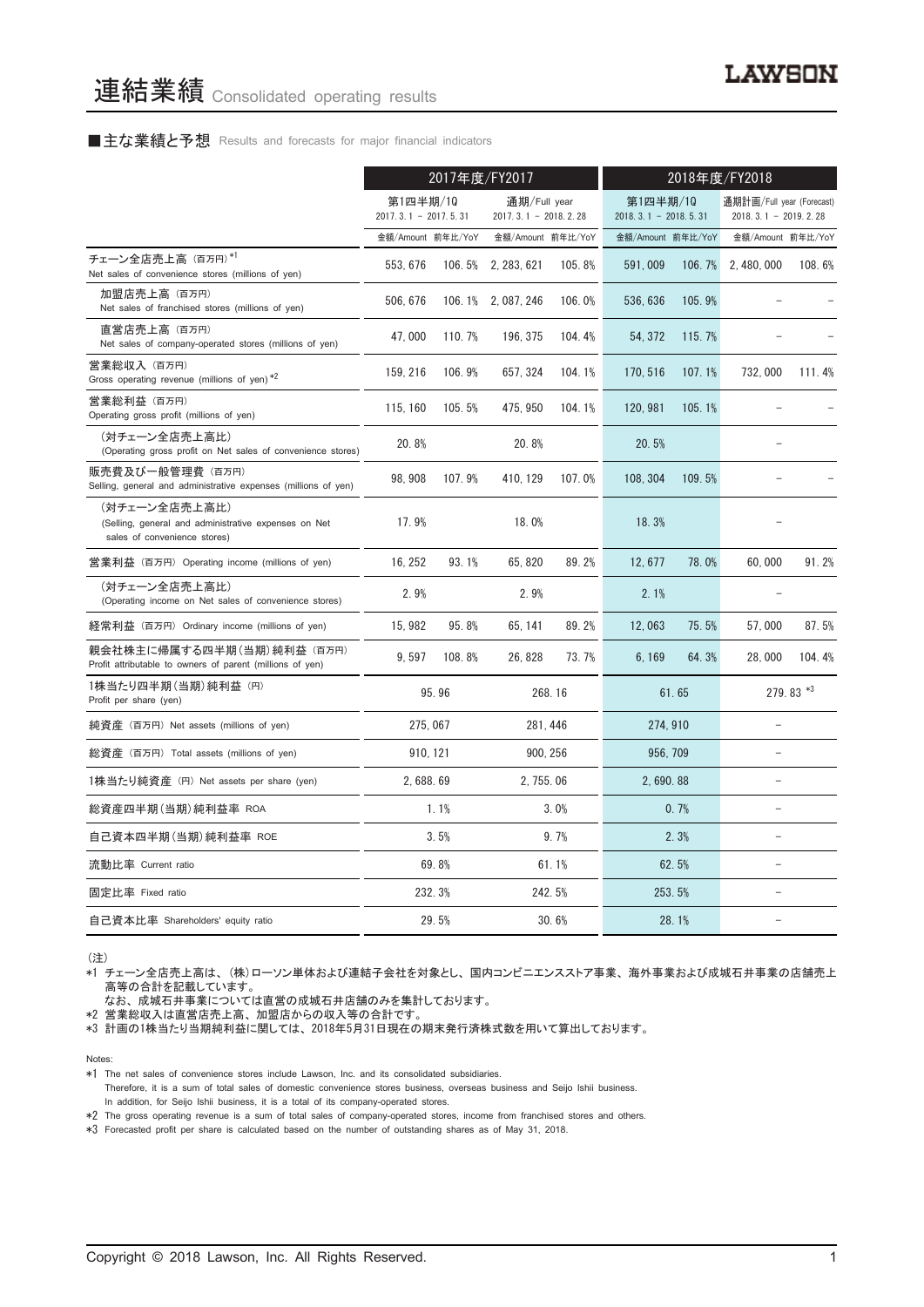# 連結業績 Consolidated operating results

■主な業績と予想 Results and forecasts for major financial indicators

| | 2017年度/FY2017 | | | | 2018年度/FY2018 | | | |
|---|---|---|---|---|---|---|---|---|
| | 第1四半期/1Q 2017.3.1 – 2017.5.31 | | 通期/Full year 2017.3.1 – 2018.2.28 | | 第1四半期/1Q 2018.3.1 – 2018.5.31 | | 通期計画/Full year (Forecast) 2018.3.1 – 2019.2.28 | |
| | 金額/Amount | 前年比/YoY | 金額/Amount | 前年比/YoY | 金額/Amount | 前年比/YoY | 金額/Amount | 前年比/YoY |
| チェーン全店売上高 (百万円)*1 Net sales of convenience stores (millions of yen) | 553,676 | 106.5% | 2,283,621 | 105.8% | 591,009 | 106.7% | 2,480,000 | 108.6% |
| 加盟店売上高 (百万円) Net sales of franchised stores (millions of yen) | 506,676 | 106.1% | 2,087,246 | 106.0% | 536,636 | 105.9% | – | – |
| 直営店売上高 (百万円) Net sales of company-operated stores (millions of yen) | 47,000 | 110.7% | 196,375 | 104.4% | 54,372 | 115.7% | – | – |
| 営業総収入 (百万円) Gross operating revenue (millions of yen)*2 | 159,216 | 106.9% | 657,324 | 104.1% | 170,516 | 107.1% | 732,000 | 111.4% |
| 営業総利益 (百万円) Operating gross profit (millions of yen) | 115,160 | 105.5% | 475,950 | 104.1% | 120,981 | 105.1% | – | – |
| (対チェーン全店売上高比) (Operating gross profit on Net sales of convenience stores) | 20.8% | | 20.8% | | 20.5% | | – | |
| 販売費及び一般管理費 (百万円) Selling, general and administrative expenses (millions of yen) | 98,908 | 107.9% | 410,129 | 107.0% | 108,304 | 109.5% | – | – |
| (対チェーン全店売上高比) (Selling, general and administrative expenses on Net sales of convenience stores) | 17.9% | | 18.0% | | 18.3% | | – | |
| 営業利益 (百万円) Operating income (millions of yen) | 16,252 | 93.1% | 65,820 | 89.2% | 12,677 | 78.0% | 60,000 | 91.2% |
| (対チェーン全店売上高比) (Operating income on Net sales of convenience stores) | 2.9% | | 2.9% | | 2.1% | | – | |
| 経常利益 (百万円) Ordinary income (millions of yen) | 15,982 | 95.8% | 65,141 | 89.2% | 12,063 | 75.5% | 57,000 | 87.5% |
| 親会社株主に帰属する四半期(当期)純利益 (百万円) Profit attributable to owners of parent (millions of yen) | 9,597 | 108.8% | 26,828 | 73.7% | 6,169 | 64.3% | 28,000 | 104.4% |
| 1株当たり四半期(当期)純利益 (円) Profit per share (yen) | 95.96 | | 268.16 | | 61.65 | | 279.83 *3 | |
| 純資産 (百万円) Net assets (millions of yen) | 275,067 | | 281,446 | | 274,910 | | – | |
| 総資産 (百万円) Total assets (millions of yen) | 910,121 | | 900,256 | | 956,709 | | – | |
| 1株当たり純資産 (円) Net assets per share (yen) | 2,688.69 | | 2,755.06 | | 2,690.88 | | – | |
| 総資産四半期(当期)純利益率 ROA | 1.1% | | 3.0% | | 0.7% | | – | |
| 自己資本四半期(当期)純利益率 ROE | 3.5% | | 9.7% | | 2.3% | | – | |
| 流動比率 Current ratio | 69.8% | | 61.1% | | 62.5% | | – | |
| 固定比率 Fixed ratio | 232.3% | | 242.5% | | 253.5% | | – | |
| 自己資本比率 Shareholders' equity ratio | 29.5% | | 30.6% | | 28.1% | | – | |

(注)
*1 チェーン全店売上高は、(株)ローソン単体および連結子会社を対象とし、国内コンビニエンスストア事業、海外事業および成城石井事業の店舗売上高等の合計を記載しています。
　なお、成城石井事業については直営の成城石井店舗のみを集計しております。
*2 営業総収入は直営店売上高、加盟店からの収入等の合計です。
*3 計画の1株当たり当期純利益に関しては、2018年5月31日現在の期末発行済株式数を用いて算出しております。

Notes:
*1 The net sales of convenience stores include Lawson, Inc. and its consolidated subsidiaries.
　Therefore, it is a sum of total sales of domestic convenience stores business, overseas business and Seijo Ishii business.
　In addition, for Seijo Ishii business, it is a total of its company-operated stores.
*2 The gross operating revenue is a sum of total sales of company-operated stores, income from franchised stores and others.
*3 Forecasted profit per share is calculated based on the number of outstanding shares as of May 31, 2018.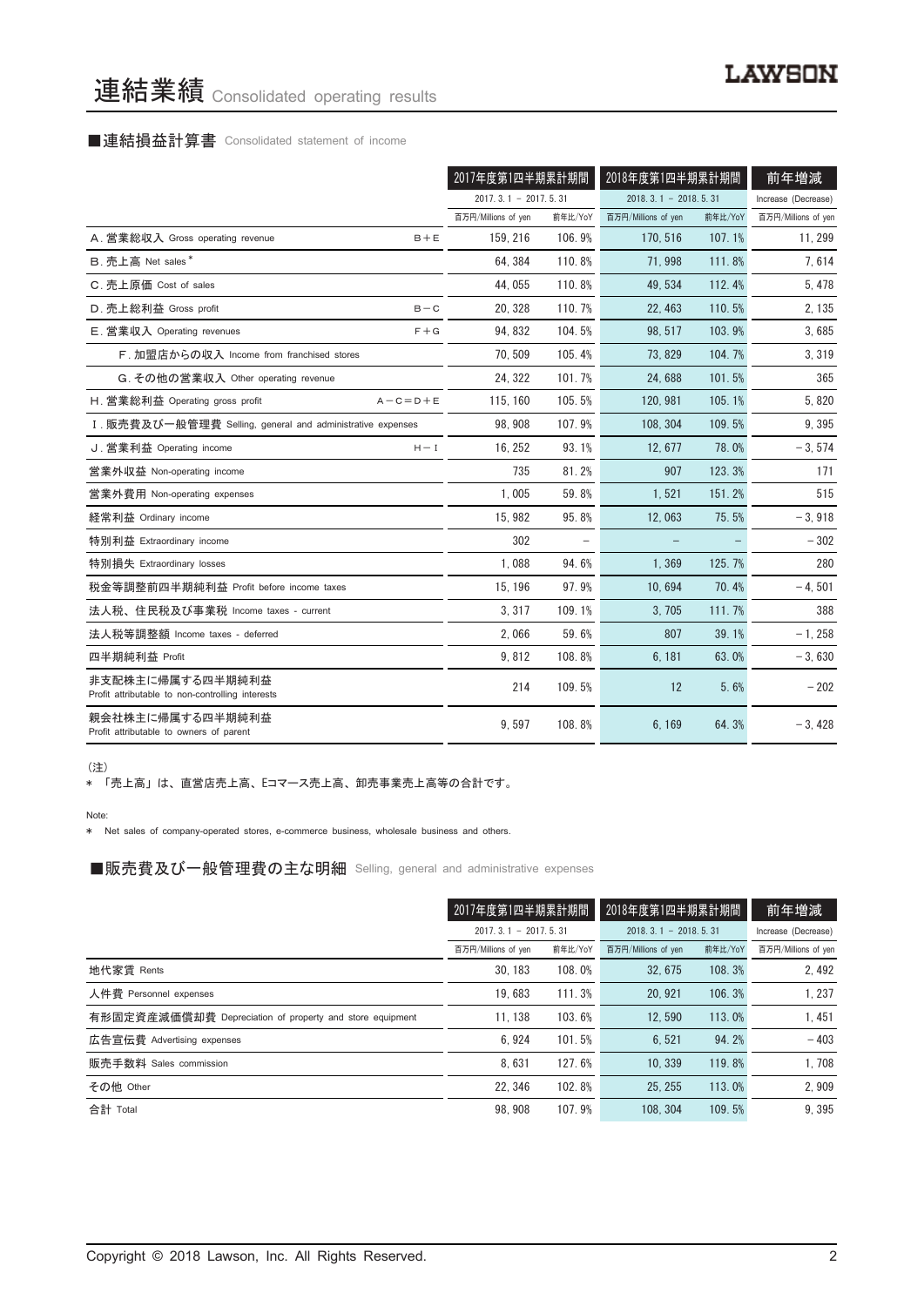# 連結業績 Consolidated operating results

## ■連結損益計算書 Consolidated statement of income

| | | 2017年度第1四半期累計期間 | | 2018年度第1四半期累計期間 | | 前年増減 |
|---|---|---|---|---|---|---|
| | | 2017. 3. 1 － 2017. 5. 31 | | 2018. 3. 1 － 2018. 5. 31 | | Increase (Decrease) |
| | | 百万円/Millions of yen | 前年比/YoY | 百万円/Millions of yen | 前年比/YoY | 百万円/Millions of yen |
| A. 営業総収入 Gross operating revenue | B＋E | 159, 216 | 106. 9% | 170, 516 | 107. 1% | 11, 299 |
| B. 売上高 Net sales * | | 64, 384 | 110. 8% | 71, 998 | 111. 8% | 7, 614 |
| C. 売上原価 Cost of sales | | 44, 055 | 110. 8% | 49, 534 | 112. 4% | 5, 478 |
| D. 売上総利益 Gross profit | B－C | 20, 328 | 110. 7% | 22, 463 | 110. 5% | 2, 135 |
| E. 営業収入 Operating revenues | F＋G | 94, 832 | 104. 5% | 98, 517 | 103. 9% | 3, 685 |
| F. 加盟店からの収入 Income from franchised stores | | 70, 509 | 105. 4% | 73, 829 | 104. 7% | 3, 319 |
| G. その他の営業収入 Other operating revenue | | 24, 322 | 101. 7% | 24, 688 | 101. 5% | 365 |
| H. 営業総利益 Operating gross profit | A－C＝D＋E | 115, 160 | 105. 5% | 120, 981 | 105. 1% | 5, 820 |
| I. 販売費及び一般管理費 Selling, general and administrative expenses | | 98, 908 | 107. 9% | 108, 304 | 109. 5% | 9, 395 |
| J. 営業利益 Operating income | H－I | 16, 252 | 93. 1% | 12, 677 | 78. 0% | －3, 574 |
| 営業外収益 Non-operating income | | 735 | 81. 2% | 907 | 123. 3% | 171 |
| 営業外費用 Non-operating expenses | | 1, 005 | 59. 8% | 1, 521 | 151. 2% | 515 |
| 経常利益 Ordinary income | | 15, 982 | 95. 8% | 12, 063 | 75. 5% | －3, 918 |
| 特別利益 Extraordinary income | | 302 | － | － | － | －302 |
| 特別損失 Extraordinary losses | | 1, 088 | 94. 6% | 1, 369 | 125. 7% | 280 |
| 税金等調整前四半期純利益 Profit before income taxes | | 15, 196 | 97. 9% | 10, 694 | 70. 4% | －4, 501 |
| 法人税、住民税及び事業税 Income taxes - current | | 3, 317 | 109. 1% | 3, 705 | 111. 7% | 388 |
| 法人税等調整額 Income taxes - deferred | | 2, 066 | 59. 6% | 807 | 39. 1% | －1, 258 |
| 四半期純利益 Profit | | 9, 812 | 108. 8% | 6, 181 | 63. 0% | －3, 630 |
| 非支配株主に帰属する四半期純利益 Profit attributable to non-controlling interests | | 214 | 109. 5% | 12 | 5. 6% | －202 |
| 親会社株主に帰属する四半期純利益 Profit attributable to owners of parent | | 9, 597 | 108. 8% | 6, 169 | 64. 3% | －3, 428 |

（注）

＊ 「売上高」は、直営店売上高、Eコマース売上高、卸売事業売上高等の合計です。

Note:

＊ Net sales of company-operated stores, e-commerce business, wholesale business and others.

## ■販売費及び一般管理費の主な明細 Selling, general and administrative expenses

| | 2017年度第1四半期累計期間 | | 2018年度第1四半期累計期間 | | 前年増減 |
|---|---|---|---|---|---|
| | 2017. 3. 1 － 2017. 5. 31 | | 2018. 3. 1 － 2018. 5. 31 | | Increase (Decrease) |
| | 百万円/Millions of yen | 前年比/YoY | 百万円/Millions of yen | 前年比/YoY | 百万円/Millions of yen |
| 地代家賃 Rents | 30, 183 | 108. 0% | 32, 675 | 108. 3% | 2, 492 |
| 人件費 Personnel expenses | 19, 683 | 111. 3% | 20, 921 | 106. 3% | 1, 237 |
| 有形固定資産減価償却費 Depreciation of property and store equipment | 11, 138 | 103. 6% | 12, 590 | 113. 0% | 1, 451 |
| 広告宣伝費 Advertising expenses | 6, 924 | 101. 5% | 6, 521 | 94. 2% | －403 |
| 販売手数料 Sales commission | 8, 631 | 127. 6% | 10, 339 | 119. 8% | 1, 708 |
| その他 Other | 22, 346 | 102. 8% | 25, 255 | 113. 0% | 2, 909 |
| 合計 Total | 98, 908 | 107. 9% | 108, 304 | 109. 5% | 9, 395 |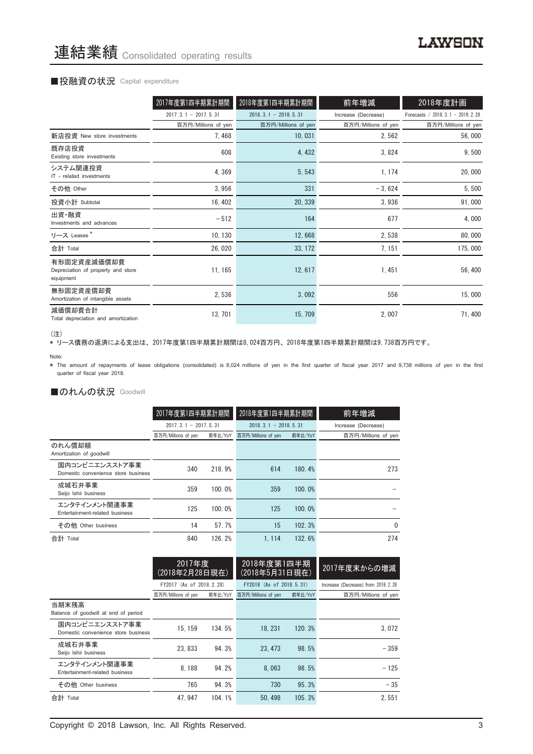# 連結業績 Consolidated operating results

## ■投融資の状況 Capital expenditure

| | 2017年度第1四半期累計期間 | 2018年度第1四半期累計期間 | 前年増減 | 2018年度計画 |
|---|---|---|---|---|
| | 2017. 3. 1 － 2017. 5. 31 | 2018. 3. 1 － 2018. 5. 31 | Increase (Decrease) | Forecasts / 2018. 3. 1 － 2019. 2. 28 |
| | 百万円/Millions of yen | 百万円/Millions of yen | 百万円/Millions of yen | 百万円/Millions of yen |
| 新店投資 New store investments | 7, 468 | 10, 031 | 2, 562 | 56, 000 |
| 既存店投資 Existing store investments | 608 | 4, 432 | 3, 824 | 9, 500 |
| システム関連投資 IT - related investments | 4, 369 | 5, 543 | 1, 174 | 20, 000 |
| その他 Other | 3, 956 | 331 | －3, 624 | 5, 500 |
| 投資小計 Subtotal | 16, 402 | 20, 339 | 3, 936 | 91, 000 |
| 出資・融資 Investments and advances | －512 | 164 | 677 | 4, 000 |
| リース Leases * | 10, 130 | 12, 668 | 2, 538 | 80, 000 |
| 合計 Total | 26, 020 | 33, 172 | 7, 151 | 175, 000 |
| 有形固定資産減価償却費 Depreciation of property and store equipment | 11, 165 | 12, 617 | 1, 451 | 56, 400 |
| 無形固定資産償却費 Amortization of intangible assets | 2, 536 | 3, 092 | 556 | 15, 000 |
| 減価償却費合計 Total depreciation and amortization | 13, 701 | 15, 709 | 2, 007 | 71, 400 |

（注）

* リース債務の返済による支出は、2017年度第1四半期累計期間は8, 024百万円、2018年度第1四半期累計期間は9, 738百万円です。

Note:

* The amount of repayments of lease obligations (consolidated) is 8,024 millions of yen in the first quarter of fiscal year 2017 and 9,738 millions of yen in the first quarter of fiscal year 2018.

## ■のれんの状況 Goodwill

| | 2017年度第1四半期累計期間 | | 2018年度第1四半期累計期間 | | 前年増減 |
|---|---|---|---|---|---|
| | 2017. 3. 1 － 2017. 5. 31 | | 2018. 3. 1 － 2018. 5. 31 | | Increase (Decrease) |
| | 百万円/Millions of yen | 前年比/YoY | 百万円/Millions of yen | 前年比/YoY | 百万円/Millions of yen |
| のれん償却額 Amortization of goodwill | | | | | |
| 国内コンビニエンスストア事業 Domestic convenience store business | 340 | 218. 9% | 614 | 180. 4% | 273 |
| 成城石井事業 Seijo Ishii business | 359 | 100. 0% | 359 | 100. 0% | － |
| エンタテインメント関連事業 Entertainment-related business | 125 | 100. 0% | 125 | 100. 0% | － |
| その他 Other business | 14 | 57. 7% | 15 | 102. 3% | 0 |
| 合計 Total | 840 | 126. 2% | 1, 114 | 132. 6% | 274 |

| | 2017年度 (2018年2月28日現在) | | 2018年度第1四半期 (2018年5月31日現在) | | 2017年度末からの増減 |
|---|---|---|---|---|---|
| | FY2017 (As of 2018. 2. 28) | | FY2018 (As of 2018. 5. 31) | | Increase (Decrease) from 2018. 2. 28 |
| | 百万円/Millions of yen | 前年比/YoY | 百万円/Millions of yen | 前年比/YoY | 百万円/Millions of yen |
| 当期末残高 Balance of goodwill at end of period | | | | | |
| 国内コンビニエンスストア事業 Domestic convenience store business | 15, 159 | 134. 5% | 18, 231 | 120. 3% | 3, 072 |
| 成城石井事業 Seijo Ishii business | 23, 833 | 94. 3% | 23, 473 | 98. 5% | －359 |
| エンタテインメント関連事業 Entertainment-related business | 8, 188 | 94. 2% | 8, 063 | 98. 5% | －125 |
| その他 Other business | 765 | 94. 3% | 730 | 95. 3% | －35 |
| 合計 Total | 47, 947 | 104. 1% | 50, 498 | 105. 3% | 2, 551 |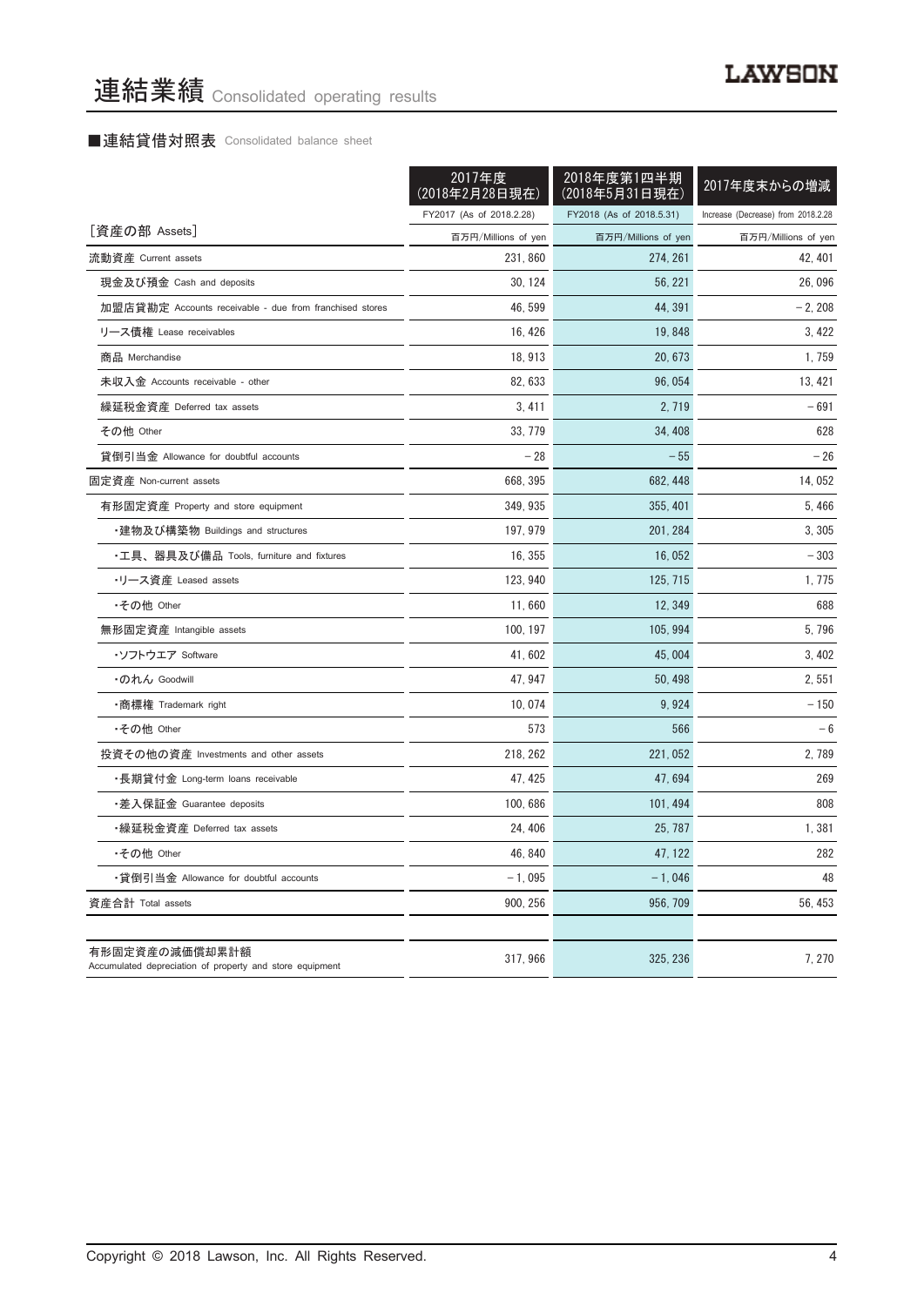# 連結業績 Consolidated operating results

## ■連結貸借対照表 Consolidated balance sheet

| | 2017年度（2018年2月28日現在） | 2018年度第1四半期（2018年5月31日現在） | 2017年度末からの増減 |
|---|---|---|---|
| | FY2017 (As of 2018.2.28) | FY2018 (As of 2018.5.31) | Increase (Decrease) from 2018.2.28 |
| ［資産の部 Assets］ | 百万円/Millions of yen | 百万円/Millions of yen | 百万円/Millions of yen |
| 流動資産 Current assets | 231, 860 | 274, 261 | 42, 401 |
| 現金及び預金 Cash and deposits | 30, 124 | 56, 221 | 26, 096 |
| 加盟店貸勘定 Accounts receivable - due from franchised stores | 46, 599 | 44, 391 | – 2, 208 |
| リース債権 Lease receivables | 16, 426 | 19, 848 | 3, 422 |
| 商品 Merchandise | 18, 913 | 20, 673 | 1, 759 |
| 未収入金 Accounts receivable - other | 82, 633 | 96, 054 | 13, 421 |
| 繰延税金資産 Deferred tax assets | 3, 411 | 2, 719 | – 691 |
| その他 Other | 33, 779 | 34, 408 | 628 |
| 貸倒引当金 Allowance for doubtful accounts | – 28 | – 55 | – 26 |
| 固定資産 Non-current assets | 668, 395 | 682, 448 | 14, 052 |
| 有形固定資産 Property and store equipment | 349, 935 | 355, 401 | 5, 466 |
| ・建物及び構築物 Buildings and structures | 197, 979 | 201, 284 | 3, 305 |
| ・工具、器具及び備品 Tools, furniture and fixtures | 16, 355 | 16, 052 | – 303 |
| ・リース資産 Leased assets | 123, 940 | 125, 715 | 1, 775 |
| ・その他 Other | 11, 660 | 12, 349 | 688 |
| 無形固定資産 Intangible assets | 100, 197 | 105, 994 | 5, 796 |
| ・ソフトウエア Software | 41, 602 | 45, 004 | 3, 402 |
| ・のれん Goodwill | 47, 947 | 50, 498 | 2, 551 |
| ・商標権 Trademark right | 10, 074 | 9, 924 | – 150 |
| ・その他 Other | 573 | 566 | – 6 |
| 投資その他の資産 Investments and other assets | 218, 262 | 221, 052 | 2, 789 |
| ・長期貸付金 Long-term loans receivable | 47, 425 | 47, 694 | 269 |
| ・差入保証金 Guarantee deposits | 100, 686 | 101, 494 | 808 |
| ・繰延税金資産 Deferred tax assets | 24, 406 | 25, 787 | 1, 381 |
| ・その他 Other | 46, 840 | 47, 122 | 282 |
| ・貸倒引当金 Allowance for doubtful accounts | – 1, 095 | – 1, 046 | 48 |
| 資産合計 Total assets | 900, 256 | 956, 709 | 56, 453 |
| 有形固定資産の減価償却累計額 Accumulated depreciation of property and store equipment | 317, 966 | 325, 236 | 7, 270 |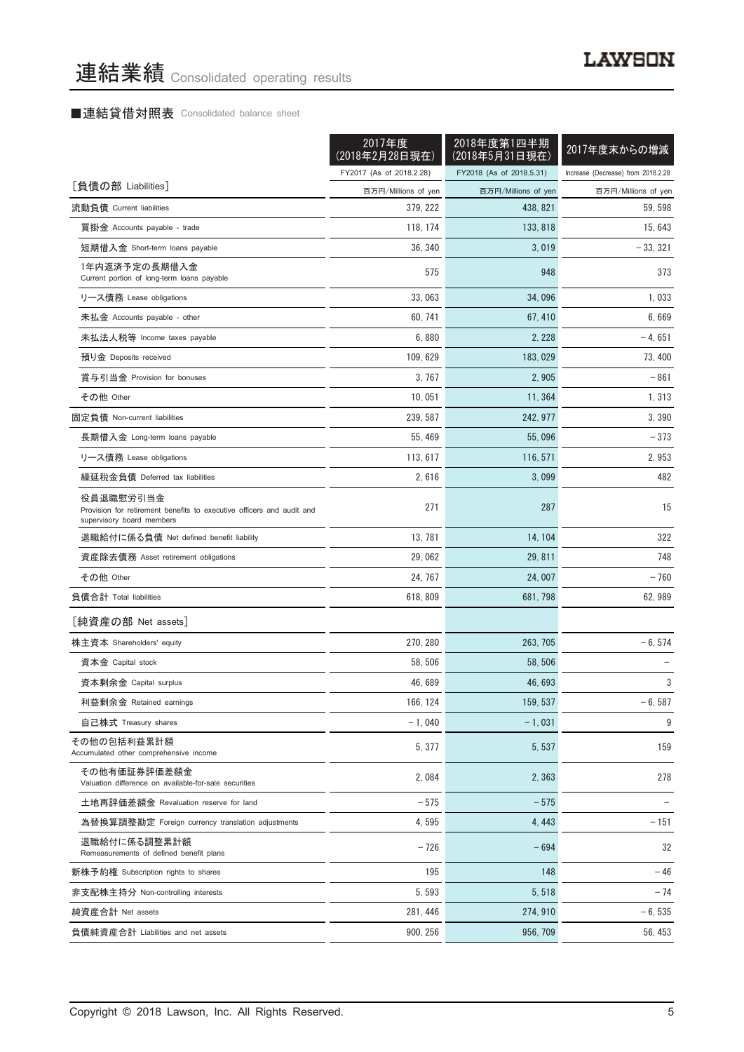# 連結業績 Consolidated operating results

■連結貸借対照表 Consolidated balance sheet

| | 2017年度 (2018年2月28日現在) | 2018年度第1四半期 (2018年5月31日現在) | 2017年度末からの増減 |
|---|---|---|---|
| | FY2017 (As of 2018.2.28) | FY2018 (As of 2018.5.31) | Increase (Decrease) from 2018.2.28 |
| ［負債の部 Liabilities］ | 百万円/Millions of yen | 百万円/Millions of yen | 百万円/Millions of yen |
| 流動負債 Current liabilities | 379, 222 | 438, 821 | 59, 598 |
| 買掛金 Accounts payable - trade | 118, 174 | 133, 818 | 15, 643 |
| 短期借入金 Short-term loans payable | 36, 340 | 3, 019 | －33, 321 |
| 1年内返済予定の長期借入金 Current portion of long-term loans payable | 575 | 948 | 373 |
| リース債務 Lease obligations | 33, 063 | 34, 096 | 1, 033 |
| 未払金 Accounts payable - other | 60, 741 | 67, 410 | 6, 669 |
| 未払法人税等 Income taxes payable | 6, 880 | 2, 228 | －4, 651 |
| 預り金 Deposits received | 109, 629 | 183, 029 | 73, 400 |
| 賞与引当金 Provision for bonuses | 3, 767 | 2, 905 | －861 |
| その他 Other | 10, 051 | 11, 364 | 1, 313 |
| 固定負債 Non-current liabilities | 239, 587 | 242, 977 | 3, 390 |
| 長期借入金 Long-term loans payable | 55, 469 | 55, 096 | －373 |
| リース債務 Lease obligations | 113, 617 | 116, 571 | 2, 953 |
| 繰延税金負債 Deferred tax liabilities | 2, 616 | 3, 099 | 482 |
| 役員退職慰労引当金 Provision for retirement benefits to executive officers and audit and supervisory board members | 271 | 287 | 15 |
| 退職給付に係る負債 Net defined benefit liability | 13, 781 | 14, 104 | 322 |
| 資産除去債務 Asset retirement obligations | 29, 062 | 29, 811 | 748 |
| その他 Other | 24, 767 | 24, 007 | －760 |
| 負債合計 Total liabilities | 618, 809 | 681, 798 | 62, 989 |
| ［純資産の部 Net assets］ | | | |
| 株主資本 Shareholders' equity | 270, 280 | 263, 705 | －6, 574 |
| 資本金 Capital stock | 58, 506 | 58, 506 | － |
| 資本剰余金 Capital surplus | 46, 689 | 46, 693 | 3 |
| 利益剰余金 Retained earnings | 166, 124 | 159, 537 | －6, 587 |
| 自己株式 Treasury shares | －1, 040 | －1, 031 | 9 |
| その他の包括利益累計額 Accumulated other comprehensive income | 5, 377 | 5, 537 | 159 |
| その他有価証券評価差額金 Valuation difference on available-for-sale securities | 2, 084 | 2, 363 | 278 |
| 土地再評価差額金 Revaluation reserve for land | －575 | －575 | － |
| 為替換算調整勘定 Foreign currency translation adjustments | 4, 595 | 4, 443 | －151 |
| 退職給付に係る調整累計額 Remeasurements of defined benefit plans | －726 | －694 | 32 |
| 新株予約権 Subscription rights to shares | 195 | 148 | －46 |
| 非支配株主持分 Non-controlling interests | 5, 593 | 5, 518 | －74 |
| 純資産合計 Net assets | 281, 446 | 274, 910 | －6, 535 |
| 負債純資産合計 Liabilities and net assets | 900, 256 | 956, 709 | 56, 453 |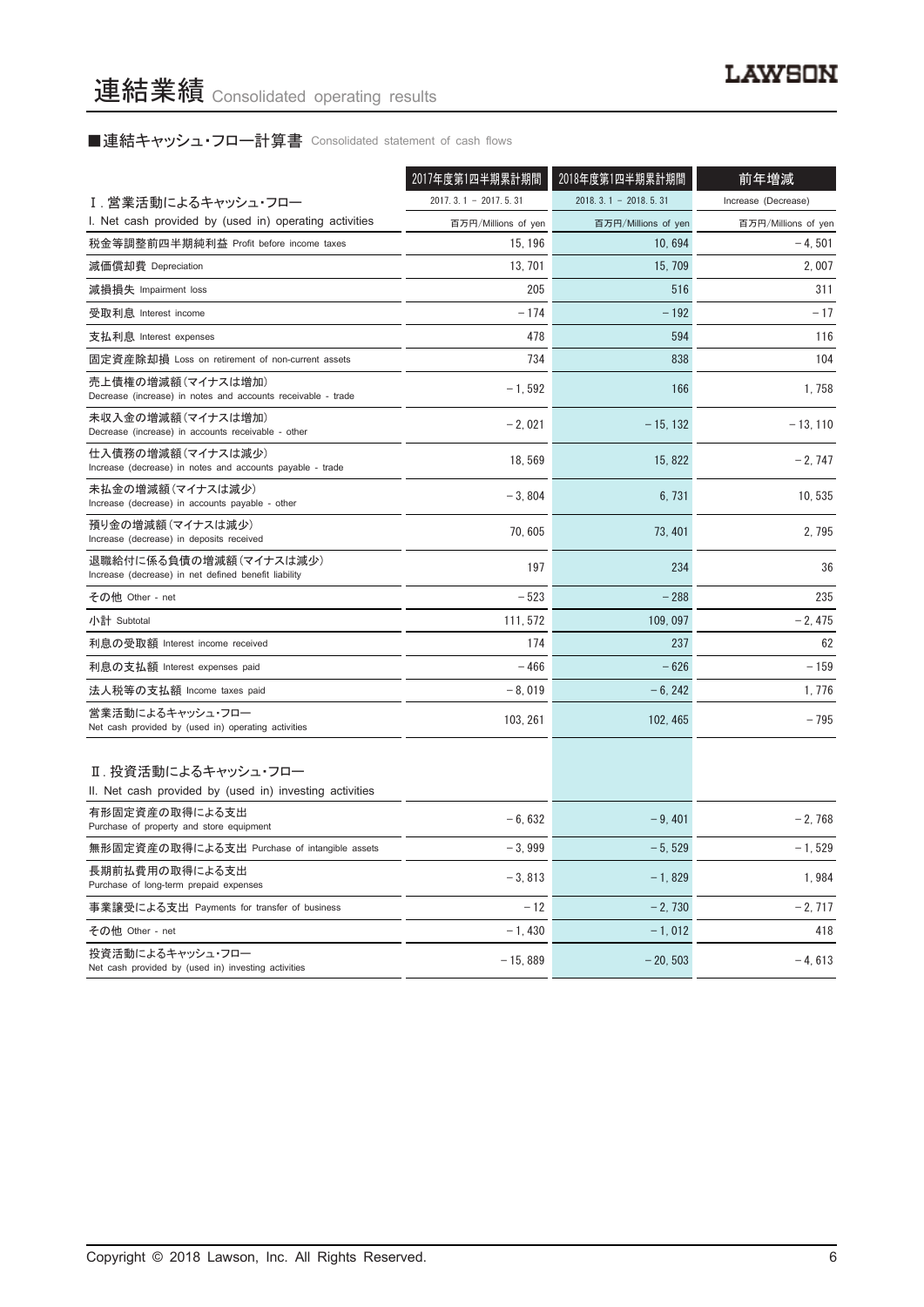# 連結業績 Consolidated operating results

## ■連結キャッシュ・フロー計算書 Consolidated statement of cash flows

| | 2017年度第1四半期累計期間 | 2018年度第1四半期累計期間 | 前年増減 |
|---|---|---|---|
| Ⅰ. 営業活動によるキャッシュ・フロー<br>I. Net cash provided by (used in) operating activities | 2017. 3. 1 – 2017. 5. 31<br>百万円/Millions of yen | 2018. 3. 1 – 2018. 5. 31<br>百万円/Millions of yen | Increase (Decrease)<br>百万円/Millions of yen |
| 税金等調整前四半期純利益 Profit before income taxes | 15, 196 | 10, 694 | – 4, 501 |
| 減価償却費 Depreciation | 13, 701 | 15, 709 | 2, 007 |
| 減損損失 Impairment loss | 205 | 516 | 311 |
| 受取利息 Interest income | – 174 | – 192 | – 17 |
| 支払利息 Interest expenses | 478 | 594 | 116 |
| 固定資産除却損 Loss on retirement of non-current assets | 734 | 838 | 104 |
| 売上債権の増減額（マイナスは増加）<br>Decrease (increase) in notes and accounts receivable - trade | – 1, 592 | 166 | 1, 758 |
| 未収入金の増減額（マイナスは増加）<br>Decrease (increase) in accounts receivable - other | – 2, 021 | – 15, 132 | – 13, 110 |
| 仕入債務の増減額（マイナスは減少）<br>Increase (decrease) in notes and accounts payable - trade | 18, 569 | 15, 822 | – 2, 747 |
| 未払金の増減額（マイナスは減少）<br>Increase (decrease) in accounts payable - other | – 3, 804 | 6, 731 | 10, 535 |
| 預り金の増減額（マイナスは減少）<br>Increase (decrease) in deposits received | 70, 605 | 73, 401 | 2, 795 |
| 退職給付に係る負債の増減額（マイナスは減少）<br>Increase (decrease) in net defined benefit liability | 197 | 234 | 36 |
| その他 Other - net | – 523 | – 288 | 235 |
| 小計 Subtotal | 111, 572 | 109, 097 | – 2, 475 |
| 利息の受取額 Interest income received | 174 | 237 | 62 |
| 利息の支払額 Interest expenses paid | – 466 | – 626 | – 159 |
| 法人税等の支払額 Income taxes paid | – 8, 019 | – 6, 242 | 1, 776 |
| 営業活動によるキャッシュ・フロー<br>Net cash provided by (used in) operating activities | 103, 261 | 102, 465 | – 795 |
| Ⅱ. 投資活動によるキャッシュ・フロー<br>II. Net cash provided by (used in) investing activities | | | |
| 有形固定資産の取得による支出<br>Purchase of property and store equipment | – 6, 632 | – 9, 401 | – 2, 768 |
| 無形固定資産の取得による支出 Purchase of intangible assets | – 3, 999 | – 5, 529 | – 1, 529 |
| 長期前払費用の取得による支出<br>Purchase of long-term prepaid expenses | – 3, 813 | – 1, 829 | 1, 984 |
| 事業譲受による支出 Payments for transfer of business | – 12 | – 2, 730 | – 2, 717 |
| その他 Other - net | – 1, 430 | – 1, 012 | 418 |
| 投資活動によるキャッシュ・フロー<br>Net cash provided by (used in) investing activities | – 15, 889 | – 20, 503 | – 4, 613 |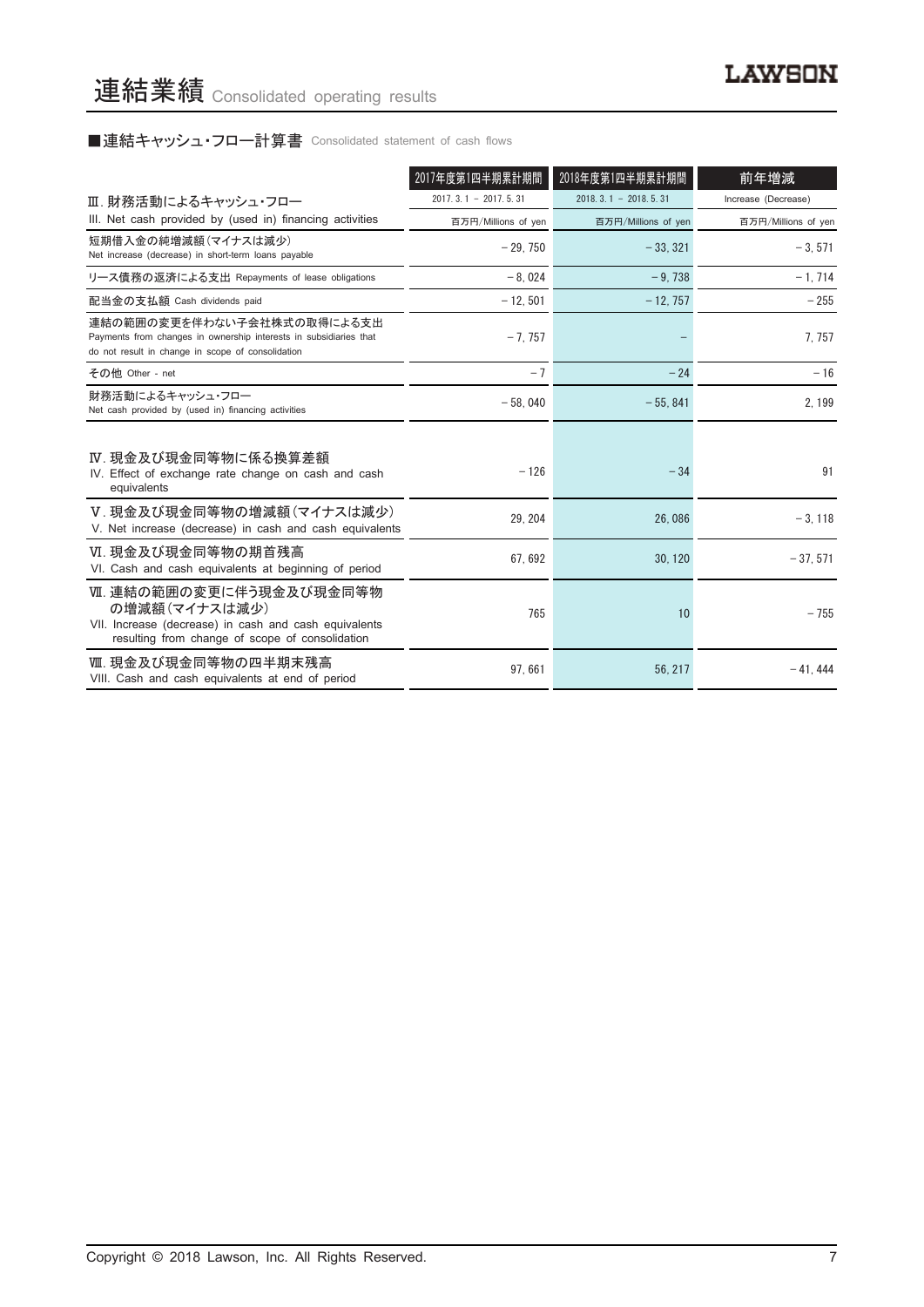# 連結業績 Consolidated operating results

## ■連結キャッシュ・フロー計算書 Consolidated statement of cash flows

| | 2017年度第1四半期累計期間 | 2018年度第1四半期累計期間 | 前年増減 |
|---|---|---|---|
| Ⅲ. 財務活動によるキャッシュ・フロー<br>III. Net cash provided by (used in) financing activities | 2017. 3. 1 － 2017. 5. 31<br>百万円/Millions of yen | 2018. 3. 1 － 2018. 5. 31<br>百万円/Millions of yen | Increase (Decrease)<br>百万円/Millions of yen |
| 短期借入金の純増減額（マイナスは減少）<br>Net increase (decrease) in short-term loans payable | －29, 750 | －33, 321 | －3, 571 |
| リース債務の返済による支出 Repayments of lease obligations | －8, 024 | －9, 738 | －1, 714 |
| 配当金の支払額 Cash dividends paid | －12, 501 | －12, 757 | －255 |
| 連結の範囲の変更を伴わない子会社株式の取得による支出<br>Payments from changes in ownership interests in subsidiaries that do not result in change in scope of consolidation | －7, 757 | – | 7, 757 |
| その他 Other - net | －7 | －24 | －16 |
| 財務活動によるキャッシュ・フロー<br>Net cash provided by (used in) financing activities | －58, 040 | －55, 841 | 2, 199 |
| Ⅳ. 現金及び現金同等物に係る換算差額<br>IV. Effect of exchange rate change on cash and cash equivalents | －126 | －34 | 91 |
| Ⅴ. 現金及び現金同等物の増減額（マイナスは減少）<br>V. Net increase (decrease) in cash and cash equivalents | 29, 204 | 26, 086 | －3, 118 |
| Ⅵ. 現金及び現金同等物の期首残高<br>VI. Cash and cash equivalents at beginning of period | 67, 692 | 30, 120 | －37, 571 |
| Ⅶ. 連結の範囲の変更に伴う現金及び現金同等物の増減額（マイナスは減少）<br>VII. Increase (decrease) in cash and cash equivalents resulting from change of scope of consolidation | 765 | 10 | －755 |
| Ⅷ. 現金及び現金同等物の四半期末残高<br>VIII. Cash and cash equivalents at end of period | 97, 661 | 56, 217 | －41, 444 |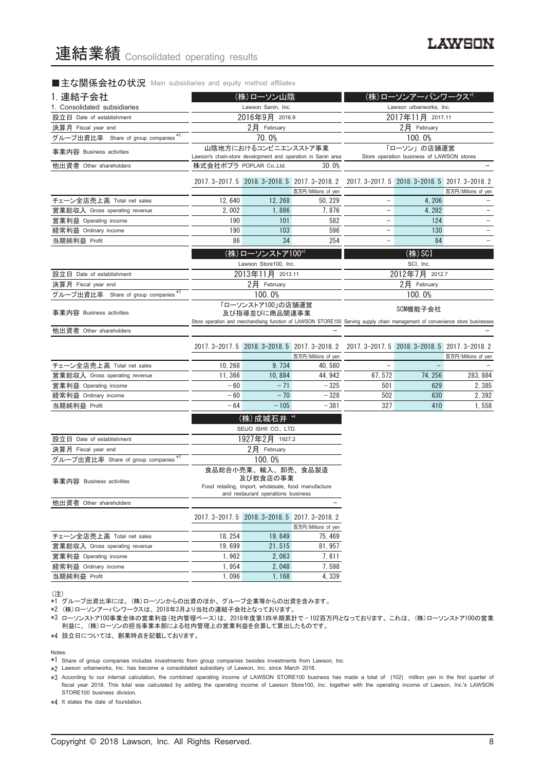# 連結業績 Consolidated operating results

## ■主な関係会社の状況 Main subsidiaries and equity method affiliates

| 1. 連結子会社 1. Consolidated subsidiaries | (株)ローソン山陰 Lawson Sanin, Inc. | | | (株)ローソンアーバンワークス*2 Lawson urbanworks, Inc. | | |
|---|---|---|---|---|---|---|
| 設立日 Date of establishment | 2016年9月 2016.9 | | | 2017年11月 2017.11 | | |
| 決算月 Fiscal year end | 2月 February | | | 2月 February | | |
| グループ出資比率 Share of group companies *1 | 70.0% | | | 100.0% | | |
| 事業内容 Business activities | 山陰地方におけるコンビニエンスストア事業 Lawson's chain-store development and operation in Sanin area | | | 「ローソン」の店舗運営 Store operation business of LAWSON stores | | |
| 他出資者 Other shareholders | 株式会社ポプラ POPLAR Co.,Ltd. | | 30.0% | | | – |
| | 2017.3-2017.5 | 2018.3-2018.5 | 2017.3-2018.2 百万円/Millions of yen | 2017.3-2017.5 | 2018.3-2018.5 | 2017.3-2018.2 百万円/Millions of yen |
| チェーン全店売上高 Total net sales | 12,640 | 12,268 | 50,229 | – | 4,206 | – |
| 営業総収入 Gross operating revenue | 2,002 | 1,886 | 7,876 | – | 4,282 | – |
| 営業利益 Operating income | 190 | 101 | 582 | – | 124 | – |
| 経常利益 Ordinary income | 190 | 103 | 596 | – | 130 | – |
| 当期純利益 Profit | 86 | 34 | 254 | – | 84 | – |

| | (株)ローソンストア100*3 Lawson Store100, Inc. | | | (株)SCI SCI, Inc. | | |
|---|---|---|---|---|---|---|
| 設立日 Date of establishment | 2013年11月 2013.11 | | | 2012年7月 2012.7 | | |
| 決算月 Fiscal year end | 2月 February | | | 2月 February | | |
| グループ出資比率 Share of group companies *1 | 100.0% | | | 100.0% | | |
| 事業内容 Business activities | 「ローソンストア100」の店舗運営及び指導並びに商品関連事業 Store operation and merchandising function of LAWSON STORE100 | | | SCM機能子会社 Serving supply chain management of convenience store businesses | | |
| 他出資者 Other shareholders | | | – | | | – |
| | 2017.3-2017.5 | 2018.3-2018.5 | 2017.3-2018.2 百万円/Millions of yen | 2017.3-2017.5 | 2018.3-2018.5 | 2017.3-2018.2 百万円/Millions of yen |
| チェーン全店売上高 Total net sales | 10,268 | 9,734 | 40,580 | – | – | – |
| 営業総収入 Gross operating revenue | 11,366 | 10,884 | 44,942 | 67,572 | 74,256 | 283,884 |
| 営業利益 Operating income | −60 | −71 | −325 | 501 | 629 | 2,385 |
| 経常利益 Ordinary income | −60 | −70 | −328 | 502 | 630 | 2,392 |
| 当期純利益 Profit | −64 | −105 | −381 | 327 | 410 | 1,558 |

| | (株)成城石井 *4 SEIJO ISHII CO., LTD. | | |
|---|---|---|---|
| 設立日 Date of establishment | 1927年2月 1927.2 | | |
| 決算月 Fiscal year end | 2月 February | | |
| グループ出資比率 Share of group companies *1 | 100.0% | | |
| 事業内容 Business activities | 食品総合小売業、輸入、卸売、食品製造及び飲食店の事業 Food retailing, import, wholesale, food manufacture and restaurant operations business | | |
| 他出資者 Other shareholders | | | – |
| | 2017.3-2017.5 | 2018.3-2018.5 | 2017.3-2018.2 百万円/Millions of yen |
| チェーン全店売上高 Total net sales | 18,254 | 19,649 | 75,469 |
| 営業総収入 Gross operating revenue | 19,699 | 21,515 | 81,957 |
| 営業利益 Operating income | 1,962 | 2,063 | 7,611 |
| 経常利益 Ordinary income | 1,954 | 2,048 | 7,598 |
| 当期純利益 Profit | 1,096 | 1,168 | 4,339 |

(注)
*1 グループ出資比率には、(株)ローソンからの出資のほか、グループ企業等からの出資を含みます。
*2 (株)ローソンアーバンワークスは、2018年3月より当社の連結子会社となっております。
*3 ローソンストア100事業全体の営業利益(社内管理ベース)は、2018年度第1四半期累計で－102百万円となっております。これは、(株)ローソンストア100の営業利益に、(株)ローソンの担当事業本部による社内管理上の営業利益を合算して算出したものです。
*4 設立日については、創業時点を記載しております。

Notes:
*1 Share of group companies includes investments from group companies besides investments from Lawson, Inc.
*2 Lawson urbanworks, Inc. has become a consolidated subsidiary of Lawson, Inc. since March 2018.
*3 According to our internal calculation, the combined operating income of LAWSON STORE100 business has made a total of (102) million yen in the first quarter of fiscal year 2018. This total was calculated by adding the operating income of Lawson Store100, Inc. together with the operating income of Lawson, Inc.'s LAWSON STORE100 business division.
*4 It states the date of foundation.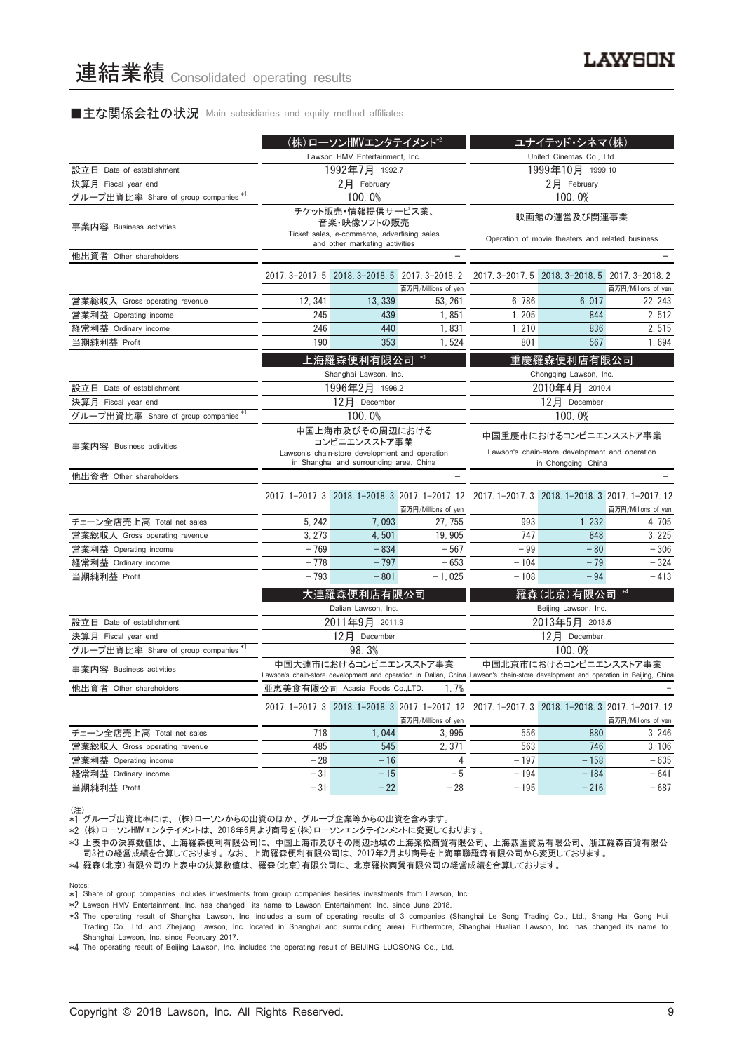# 連結業績 Consolidated operating results

## ■主な関係会社の状況 Main subsidiaries and equity method affiliates

| | (株)ローソンHMVエンタテイメント*2 Lawson HMV Entertainment, Inc. | | | ユナイテッド・シネマ(株) United Cinemas Co., Ltd. | | |
|---|---|---|---|---|---|---|
| 設立日 Date of establishment | 1992年7月 1992.7 | | | 1999年10月 1999.10 | | |
| 決算月 Fiscal year end | 2月 February | | | 2月 February | | |
| グループ出資比率 Share of group companies *1 | 100.0% | | | 100.0% | | |
| 事業内容 Business activities | チケット販売・情報提供サービス業、音楽・映像ソフトの販売 Ticket sales, e-commerce, advertising sales and other marketing activities | | | 映画館の運営及び関連事業 Operation of movie theaters and related business | | |
| 他出資者 Other shareholders | – | | | – | | |
| | 2017.3-2017.5 | 2018.3-2018.5 | 2017.3-2018.2 | 2017.3-2017.5 | 2018.3-2018.5 | 2017.3-2018.2 |
| | | | 百万円/Millions of yen | | | 百万円/Millions of yen |
| 営業総収入 Gross operating revenue | 12,341 | 13,339 | 53,261 | 6,786 | 6,017 | 22,243 |
| 営業利益 Operating income | 245 | 439 | 1,851 | 1,205 | 844 | 2,512 |
| 経常利益 Ordinary income | 246 | 440 | 1,831 | 1,210 | 836 | 2,515 |
| 当期純利益 Profit | 190 | 353 | 1,524 | 801 | 567 | 1,694 |

| | 上海羅森便利有限公司 *3 Shanghai Lawson, Inc. | | | 重慶羅森便利店有限公司 Chongqing Lawson, Inc. | | |
|---|---|---|---|---|---|---|
| 設立日 Date of establishment | 1996年2月 1996.2 | | | 2010年4月 2010.4 | | |
| 決算月 Fiscal year end | 12月 December | | | 12月 December | | |
| グループ出資比率 Share of group companies *1 | 100.0% | | | 100.0% | | |
| 事業内容 Business activities | 中国上海市及びその周辺におけるコンビニエンスストア事業 Lawson's chain-store development and operation in Shanghai and surrounding area, China | | | 中国重慶市におけるコンビニエンスストア事業 Lawson's chain-store development and operation in Chongqing, China | | |
| 他出資者 Other shareholders | – | | | – | | |
| | 2017.1-2017.3 | 2018.1-2018.3 | 2017.1-2017.12 | 2017.1-2017.3 | 2018.1-2018.3 | 2017.1-2017.12 |
| | | | 百万円/Millions of yen | | | 百万円/Millions of yen |
| チェーン全店売上高 Total net sales | 5,242 | 7,093 | 27,755 | 993 | 1,232 | 4,705 |
| 営業総収入 Gross operating revenue | 3,273 | 4,501 | 19,905 | 747 | 848 | 3,225 |
| 営業利益 Operating income | –769 | –834 | –567 | –99 | –80 | –306 |
| 経常利益 Ordinary income | –778 | –797 | –653 | –104 | –79 | –324 |
| 当期純利益 Profit | –793 | –801 | –1,025 | –108 | –94 | –413 |

| | 大連羅森便利店有限公司 Dalian Lawson, Inc. | | | 羅森(北京)有限公司 *4 Beijing Lawson, Inc. | | |
|---|---|---|---|---|---|---|
| 設立日 Date of establishment | 2011年9月 2011.9 | | | 2013年5月 2013.5 | | |
| 決算月 Fiscal year end | 12月 December | | | 12月 December | | |
| グループ出資比率 Share of group companies *1 | 98.3% | | | 100.0% | | |
| 事業内容 Business activities | 中国大連市におけるコンビニエンスストア事業 Lawson's chain-store development and operation in Dalian, China | | | 中国北京市におけるコンビニエンスストア事業 Lawson's chain-store development and operation in Beijing, China | | |
| 他出資者 Other shareholders | 亜恵美食有限公司 Acasia Foods Co.,LTD. 1.7% | | | – | | |
| | 2017.1-2017.3 | 2018.1-2018.3 | 2017.1-2017.12 | 2017.1-2017.3 | 2018.1-2018.3 | 2017.1-2017.12 |
| | | | 百万円/Millions of yen | | | 百万円/Millions of yen |
| チェーン全店売上高 Total net sales | 718 | 1,044 | 3,995 | 556 | 880 | 3,246 |
| 営業総収入 Gross operating revenue | 485 | 545 | 2,371 | 563 | 746 | 3,106 |
| 営業利益 Operating income | –28 | –16 | 4 | –197 | –158 | –635 |
| 経常利益 Ordinary income | –31 | –15 | –5 | –194 | –184 | –641 |
| 当期純利益 Profit | –31 | –22 | –28 | –195 | –216 | –687 |

(注)
*1 グループ出資比率には、(株)ローソンからの出資のほか、グループ企業等からの出資を含みます。
*2 (株)ローソンHMVエンタテイメントは、2018年6月より商号を(株)ローソンエンタテインメントに変更しております。
*3 上表中の決算数値は、上海羅森便利有限公司に、中国上海市及びその周辺地域の上海楽松商貿有限公司、上海恭匯貿易有限公司、浙江羅森百貨有限公司3社の経営成績を合算しております。なお、上海羅森便利有限公司は、2017年2月より商号を上海華聯羅森有限公司から変更しております。
*4 羅森(北京)有限公司の上表中の決算数値は、羅森(北京)有限公司に、北京羅松商貿有限公司の経営成績を合算しております。

Notes:
*1 Share of group companies includes investments from group companies besides investments from Lawson, Inc.
*2 Lawson HMV Entertainment, Inc. has changed its name to Lawson Entertainment, Inc. since June 2018.
*3 The operating result of Shanghai Lawson, Inc. includes a sum of operating results of 3 companies (Shanghai Le Song Trading Co., Ltd., Shang Hai Gong Hui Trading Co., Ltd. and Zhejiang Lawson, Inc. located in Shanghai and surrounding area). Furthermore, Shanghai Hualian Lawson, Inc. has changed its name to Shanghai Lawson, Inc. since February 2017.
*4 The operating result of Beijing Lawson, Inc. includes the operating result of BEIJING LUOSONG Co., Ltd.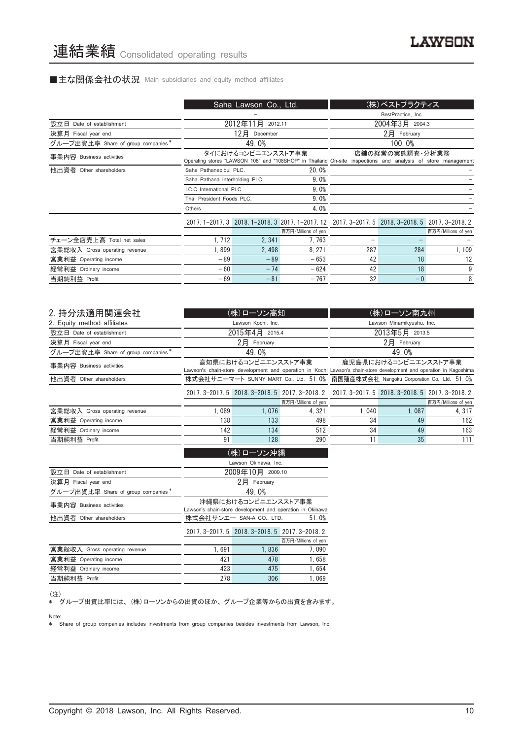# 連結業績 Consolidated operating results

## ■主な関係会社の状況 Main subsidiaries and equity method affiliates

| | Saha Lawson Co., Ltd. | | | (株)ベストプラクティス | | |
|---|---|---|---|---|---|---|
| | – | | | BestPractice, Inc. | | |
| 設立日 Date of establishment | 2012年11月 2012.11 | | | 2004年3月 2004.3 | | |
| 決算月 Fiscal year end | 12月 December | | | 2月 February | | |
| グループ出資比率 Share of group companies * | 49.0% | | | 100.0% | | |
| 事業内容 Business activities | タイにおけるコンビニエンスストア事業 Operating stores "LAWSON 108" and "108SHOP" in Thailand | | | 店舗の経営の実態調査・分析業務 On-site inspections and analysis of store management | | |
| 他出資者 Other shareholders | Saha Pathanapibul PLC. | | 20.0% | | | – |
| | Saha Pathana Interholding PLC. | | 9.0% | | | – |
| | I.C.C International PLC. | | 9.0% | | | – |
| | Thai President Foods PLC. | | 9.0% | | | – |
| | Others | | 4.0% | | | – |
| | 2017.1–2017.3 | 2018.1–2018.3 | 2017.1–2017.12 | 2017.3–2017.5 | 2018.3–2018.5 | 2017.3–2018.2 |
| | | | 百万円/Millions of yen | | | 百万円/Millions of yen |
| チェーン全店売上高 Total net sales | 1,712 | 2,341 | 7,763 | – | – | – |
| 営業総収入 Gross operating revenue | 1,899 | 2,498 | 8,271 | 287 | 284 | 1,109 |
| 営業利益 Operating income | –89 | –89 | –653 | 42 | 18 | 12 |
| 経常利益 Ordinary income | –60 | –74 | –624 | 42 | 18 | 9 |
| 当期純利益 Profit | –69 | –81 | –767 | 32 | –0 | 8 |

## 2. 持分法適用関連会社 2. Equity method affiliates

| | (株)ローソン高知 | | | (株)ローソン南九州 | | |
|---|---|---|---|---|---|---|
| | Lawson Kochi, Inc. | | | Lawson Minamikyushu, Inc. | | |
| 設立日 Date of establishment | 2015年4月 2015.4 | | | 2013年5月 2013.5 | | |
| 決算月 Fiscal year end | 2月 February | | | 2月 February | | |
| グループ出資比率 Share of group companies * | 49.0% | | | 49.0% | | |
| 事業内容 Business activities | 高知県におけるコンビニエンスストア事業 Lawson's chain-store development and operation in Kochi | | | 鹿児島県におけるコンビニエンスストア事業 Lawson's chain-store development and operation in Kagoshima | | |
| 他出資者 Other shareholders | 株式会社サニーマート SUNNY MART Co., Ltd. 51.0% | | | 南国殖産株式会社 Nangoku Corporation Co., Ltd. 51.0% | | |
| | 2017.3–2017.5 | 2018.3–2018.5 | 2017.3–2018.2 | 2017.3–2017.5 | 2018.3–2018.5 | 2017.3–2018.2 |
| | | | 百万円/Millions of yen | | | 百万円/Millions of yen |
| 営業総収入 Gross operating revenue | 1,089 | 1,076 | 4,321 | 1,040 | 1,087 | 4,317 |
| 営業利益 Operating income | 138 | 133 | 498 | 34 | 49 | 162 |
| 経常利益 Ordinary income | 142 | 134 | 512 | 34 | 49 | 163 |
| 当期純利益 Profit | 91 | 128 | 290 | 11 | 35 | 111 |

| | (株)ローソン沖縄 | | |
|---|---|---|---|
| | Lawson Okinawa, Inc. | | |
| 設立日 Date of establishment | 2009年10月 2009.10 | | |
| 決算月 Fiscal year end | 2月 February | | |
| グループ出資比率 Share of group companies * | 49.0% | | |
| 事業内容 Business activities | 沖縄県におけるコンビニエンスストア事業 Lawson's chain-store development and operation in Okinawa | | |
| 他出資者 Other shareholders | 株式会社サンエー SAN-A CO., LTD. | | 51.0% |
| | 2017.3–2017.5 | 2018.3–2018.5 | 2017.3–2018.2 |
| | | | 百万円/Millions of yen |
| 営業総収入 Gross operating revenue | 1,691 | 1,836 | 7,090 |
| 営業利益 Operating income | 421 | 478 | 1,658 |
| 経常利益 Ordinary income | 423 | 475 | 1,654 |
| 当期純利益 Profit | 278 | 306 | 1,069 |

(注)
* グループ出資比率には、(株)ローソンからの出資のほか、グループ企業等からの出資を含みます。

Note:
* Share of group companies includes investments from group companies besides investments from Lawson, Inc.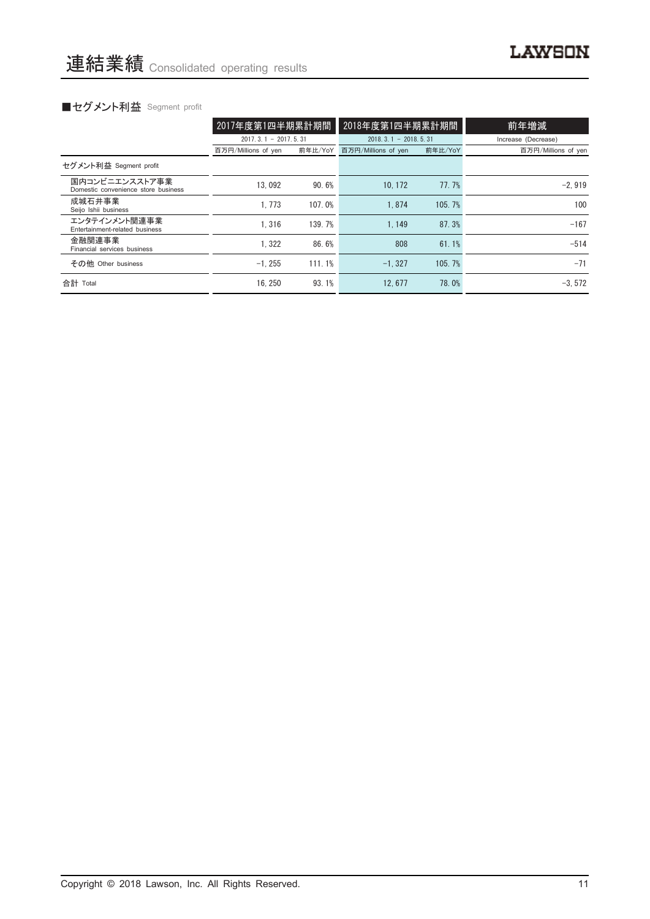# 連結業績 Consolidated operating results

## ■セグメント利益 Segment profit

| | 2017年度第1四半期累計期間 | | 2018年度第1四半期累計期間 | | 前年増減 |
|---|---|---|---|---|---|
| | 2017. 3. 1 － 2017. 5. 31 | | 2018. 3. 1 － 2018. 5. 31 | | Increase (Decrease) |
| | 百万円/Millions of yen | 前年比/YoY | 百万円/Millions of yen | 前年比/YoY | 百万円/Millions of yen |
| セグメント利益 Segment profit | | | | | |
| 国内コンビニエンスストア事業 Domestic convenience store business | 13, 092 | 90. 6% | 10, 172 | 77. 7% | −2, 919 |
| 成城石井事業 Seijo Ishii business | 1, 773 | 107. 0% | 1, 874 | 105. 7% | 100 |
| エンタテインメント関連事業 Entertainment-related business | 1, 316 | 139. 7% | 1, 149 | 87. 3% | −167 |
| 金融関連事業 Financial services business | 1, 322 | 86. 6% | 808 | 61. 1% | −514 |
| その他 Other business | −1, 255 | 111. 1% | −1, 327 | 105. 7% | −71 |
| 合計 Total | 16, 250 | 93. 1% | 12, 677 | 78. 0% | −3, 572 |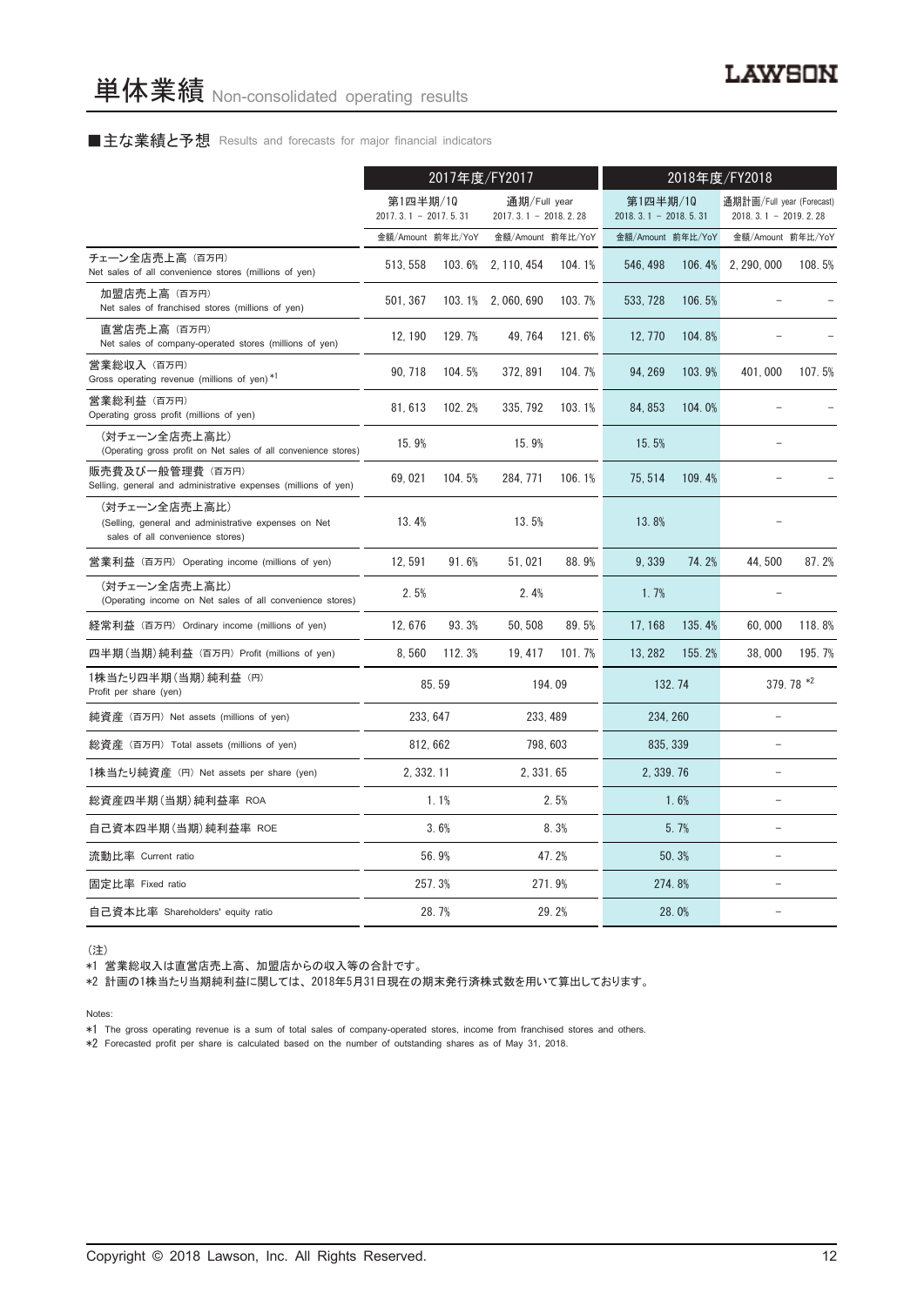# 単体業績 Non-consolidated operating results

■主な業績と予想 Results and forecasts for major financial indicators

| | 2017年度/FY2017 | | | | 2018年度/FY2018 | | | |
|---|---|---|---|---|---|---|---|---|
| | 第1四半期/1Q 2017. 3. 1 － 2017. 5. 31 | | 通期/Full year 2017. 3. 1 － 2018. 2. 28 | | 第1四半期/1Q 2018. 3. 1 － 2018. 5. 31 | | 通期計画/Full year (Forecast) 2018. 3. 1 － 2019. 2. 28 | |
| | 金額/Amount | 前年比/YoY | 金額/Amount | 前年比/YoY | 金額/Amount | 前年比/YoY | 金額/Amount | 前年比/YoY |
| チェーン全店売上高（百万円） Net sales of all convenience stores (millions of yen) | 513, 558 | 103. 6% | 2, 110, 454 | 104. 1% | 546, 498 | 106. 4% | 2, 290, 000 | 108. 5% |
| 加盟店売上高（百万円） Net sales of franchised stores (millions of yen) | 501, 367 | 103. 1% | 2, 060, 690 | 103. 7% | 533, 728 | 106. 5% | － | － |
| 直営店売上高（百万円） Net sales of company-operated stores (millions of yen) | 12, 190 | 129. 7% | 49, 764 | 121. 6% | 12, 770 | 104. 8% | － | － |
| 営業総収入（百万円） Gross operating revenue (millions of yen) *1 | 90, 718 | 104. 5% | 372, 891 | 104. 7% | 94, 269 | 103. 9% | 401, 000 | 107. 5% |
| 営業総利益（百万円） Operating gross profit (millions of yen) | 81, 613 | 102. 2% | 335, 792 | 103. 1% | 84, 853 | 104. 0% | － | － |
| （対チェーン全店売上高比） (Operating gross profit on Net sales of all convenience stores) | 15. 9% | | 15. 9% | | 15. 5% | | － | |
| 販売費及び一般管理費（百万円） Selling, general and administrative expenses (millions of yen) | 69, 021 | 104. 5% | 284, 771 | 106. 1% | 75, 514 | 109. 4% | － | － |
| （対チェーン全店売上高比） (Selling, general and administrative expenses on Net sales of all convenience stores) | 13. 4% | | 13. 5% | | 13. 8% | | － | |
| 営業利益（百万円） Operating income (millions of yen) | 12, 591 | 91. 6% | 51, 021 | 88. 9% | 9, 339 | 74. 2% | 44, 500 | 87. 2% |
| （対チェーン全店売上高比） (Operating income on Net sales of all convenience stores) | 2. 5% | | 2. 4% | | 1. 7% | | － | |
| 経常利益（百万円） Ordinary income (millions of yen) | 12, 676 | 93. 3% | 50, 508 | 89. 5% | 17, 168 | 135. 4% | 60, 000 | 118. 8% |
| 四半期(当期)純利益（百万円） Profit (millions of yen) | 8, 560 | 112. 3% | 19, 417 | 101. 7% | 13, 282 | 155. 2% | 38, 000 | 195. 7% |
| 1株当たり四半期(当期)純利益（円） Profit per share (yen) | 85. 59 | | 194. 09 | | 132. 74 | | 379. 78 *2 | |
| 純資産（百万円） Net assets (millions of yen) | 233, 647 | | 233, 489 | | 234, 260 | | － | |
| 総資産（百万円） Total assets (millions of yen) | 812, 662 | | 798, 603 | | 835, 339 | | － | |
| 1株当たり純資産（円） Net assets per share (yen) | 2, 332. 11 | | 2, 331. 65 | | 2, 339. 76 | | － | |
| 総資産四半期(当期)純利益率 ROA | 1. 1% | | 2. 5% | | 1. 6% | | － | |
| 自己資本四半期(当期)純利益率 ROE | 3. 6% | | 8. 3% | | 5. 7% | | － | |
| 流動比率 Current ratio | 56. 9% | | 47. 2% | | 50. 3% | | － | |
| 固定比率 Fixed ratio | 257. 3% | | 271. 9% | | 274. 8% | | － | |
| 自己資本比率 Shareholders' equity ratio | 28. 7% | | 29. 2% | | 28. 0% | | － | |

（注）

*1 営業総収入は直営店売上高、加盟店からの収入等の合計です。

*2 計画の1株当たり当期純利益に関しては、2018年5月31日現在の期末発行済株式数を用いて算出しております。

Notes:

*1 The gross operating revenue is a sum of total sales of company-operated stores, income from franchised stores and others.

*2 Forecasted profit per share is calculated based on the number of outstanding shares as of May 31, 2018.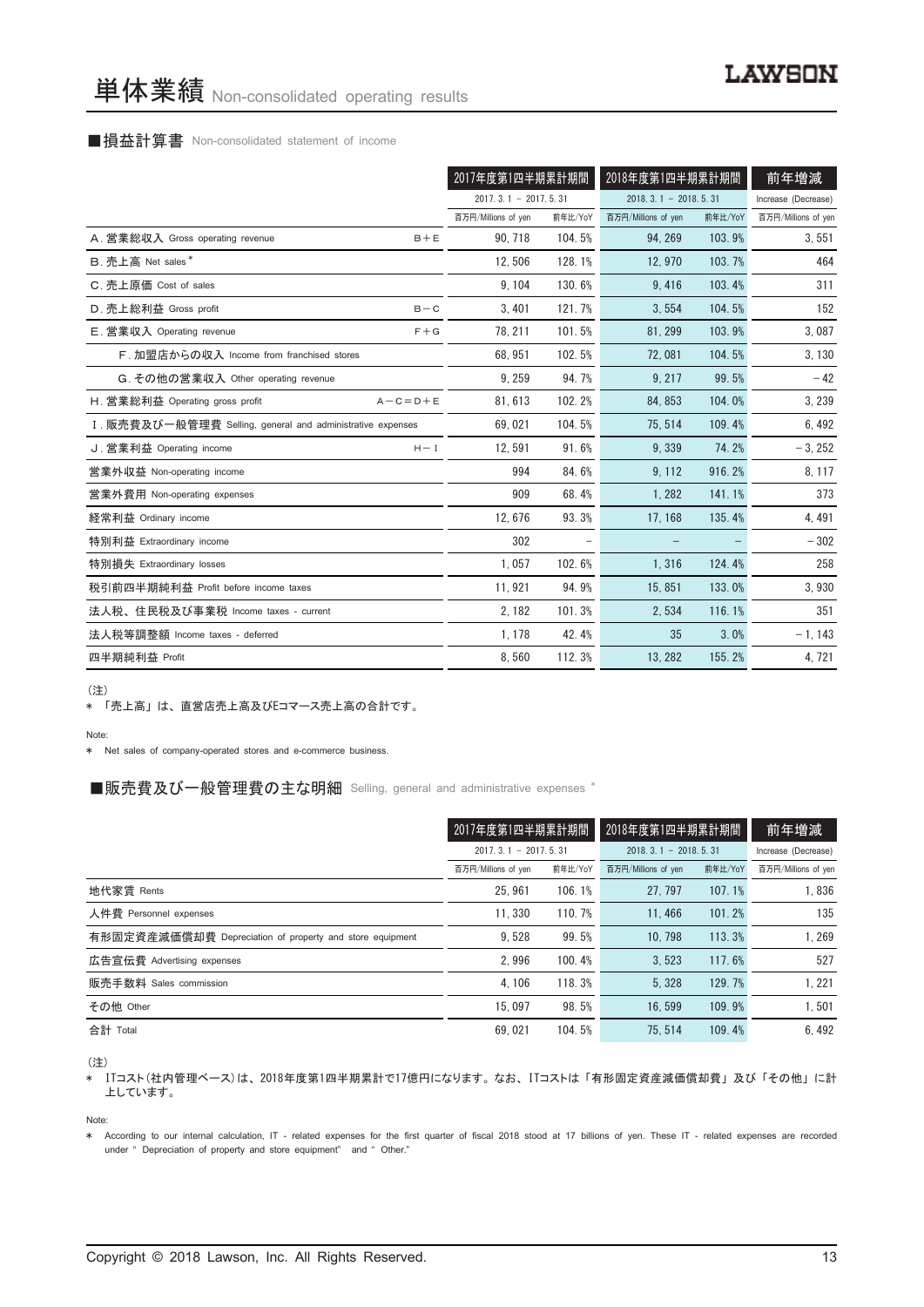# 単体業績 Non-consolidated operating results

## ■損益計算書 Non-consolidated statement of income

| | | 2017年度第1四半期累計期間 | | 2018年度第1四半期累計期間 | | 前年増減 |
|---|---|---|---|---|---|---|
| | | 2017. 3. 1 － 2017. 5. 31 | | 2018. 3. 1 － 2018. 5. 31 | | Increase (Decrease) |
| | | 百万円/Millions of yen | 前年比/YoY | 百万円/Millions of yen | 前年比/YoY | 百万円/Millions of yen |
| A. 営業総収入 Gross operating revenue | B＋E | 90, 718 | 104. 5% | 94, 269 | 103. 9% | 3, 551 |
| B. 売上高 Net sales * | | 12, 506 | 128. 1% | 12, 970 | 103. 7% | 464 |
| C. 売上原価 Cost of sales | | 9, 104 | 130. 6% | 9, 416 | 103. 4% | 311 |
| D. 売上総利益 Gross profit | B－C | 3, 401 | 121. 7% | 3, 554 | 104. 5% | 152 |
| E. 営業収入 Operating revenue | F＋G | 78, 211 | 101. 5% | 81, 299 | 103. 9% | 3, 087 |
| F. 加盟店からの収入 Income from franchised stores | | 68, 951 | 102. 5% | 72, 081 | 104. 5% | 3, 130 |
| G. その他の営業収入 Other operating revenue | | 9, 259 | 94. 7% | 9, 217 | 99. 5% | －42 |
| H. 営業総利益 Operating gross profit | A－C＝D＋E | 81, 613 | 102. 2% | 84, 853 | 104. 0% | 3, 239 |
| I. 販売費及び一般管理費 Selling, general and administrative expenses | | 69, 021 | 104. 5% | 75, 514 | 109. 4% | 6, 492 |
| J. 営業利益 Operating income | H－I | 12, 591 | 91. 6% | 9, 339 | 74. 2% | －3, 252 |
| 営業外収益 Non-operating income | | 994 | 84. 6% | 9, 112 | 916. 2% | 8, 117 |
| 営業外費用 Non-operating expenses | | 909 | 68. 4% | 1, 282 | 141. 1% | 373 |
| 経常利益 Ordinary income | | 12, 676 | 93. 3% | 17, 168 | 135. 4% | 4, 491 |
| 特別利益 Extraordinary income | | 302 | － | － | － | －302 |
| 特別損失 Extraordinary losses | | 1, 057 | 102. 6% | 1, 316 | 124. 4% | 258 |
| 税引前四半期純利益 Profit before income taxes | | 11, 921 | 94. 9% | 15, 851 | 133. 0% | 3, 930 |
| 法人税、住民税及び事業税 Income taxes - current | | 2, 182 | 101. 3% | 2, 534 | 116. 1% | 351 |
| 法人税等調整額 Income taxes - deferred | | 1, 178 | 42. 4% | 35 | 3. 0% | －1, 143 |
| 四半期純利益 Profit | | 8, 560 | 112. 3% | 13, 282 | 155. 2% | 4, 721 |

（注）
＊ 「売上高」は、直営店売上高及びEコマース売上高の合計です。

Note:
＊ Net sales of company-operated stores and e-commerce business.

## ■販売費及び一般管理費の主な明細 Selling, general and administrative expenses *

| | 2017年度第1四半期累計期間 | | 2018年度第1四半期累計期間 | | 前年増減 |
|---|---|---|---|---|---|
| | 2017. 3. 1 － 2017. 5. 31 | | 2018. 3. 1 － 2018. 5. 31 | | Increase (Decrease) |
| | 百万円/Millions of yen | 前年比/YoY | 百万円/Millions of yen | 前年比/YoY | 百万円/Millions of yen |
| 地代家賃 Rents | 25, 961 | 106. 1% | 27, 797 | 107. 1% | 1, 836 |
| 人件費 Personnel expenses | 11, 330 | 110. 7% | 11, 466 | 101. 2% | 135 |
| 有形固定資産減価償却費 Depreciation of property and store equipment | 9, 528 | 99. 5% | 10, 798 | 113. 3% | 1, 269 |
| 広告宣伝費 Advertising expenses | 2, 996 | 100. 4% | 3, 523 | 117. 6% | 527 |
| 販売手数料 Sales commission | 4, 106 | 118. 3% | 5, 328 | 129. 7% | 1, 221 |
| その他 Other | 15, 097 | 98. 5% | 16, 599 | 109. 9% | 1, 501 |
| 合計 Total | 69, 021 | 104. 5% | 75, 514 | 109. 4% | 6, 492 |

（注）
＊ ITコスト（社内管理ベース）は、2018年度第1四半期累計で17億円になります。なお、ITコストは「有形固定資産減価償却費」及び「その他」に計上しています。

Note:
＊ According to our internal calculation, IT - related expenses for the first quarter of fiscal 2018 stood at 17 billions of yen. These IT - related expenses are recorded under " Depreciation of property and store equipment" and " Other."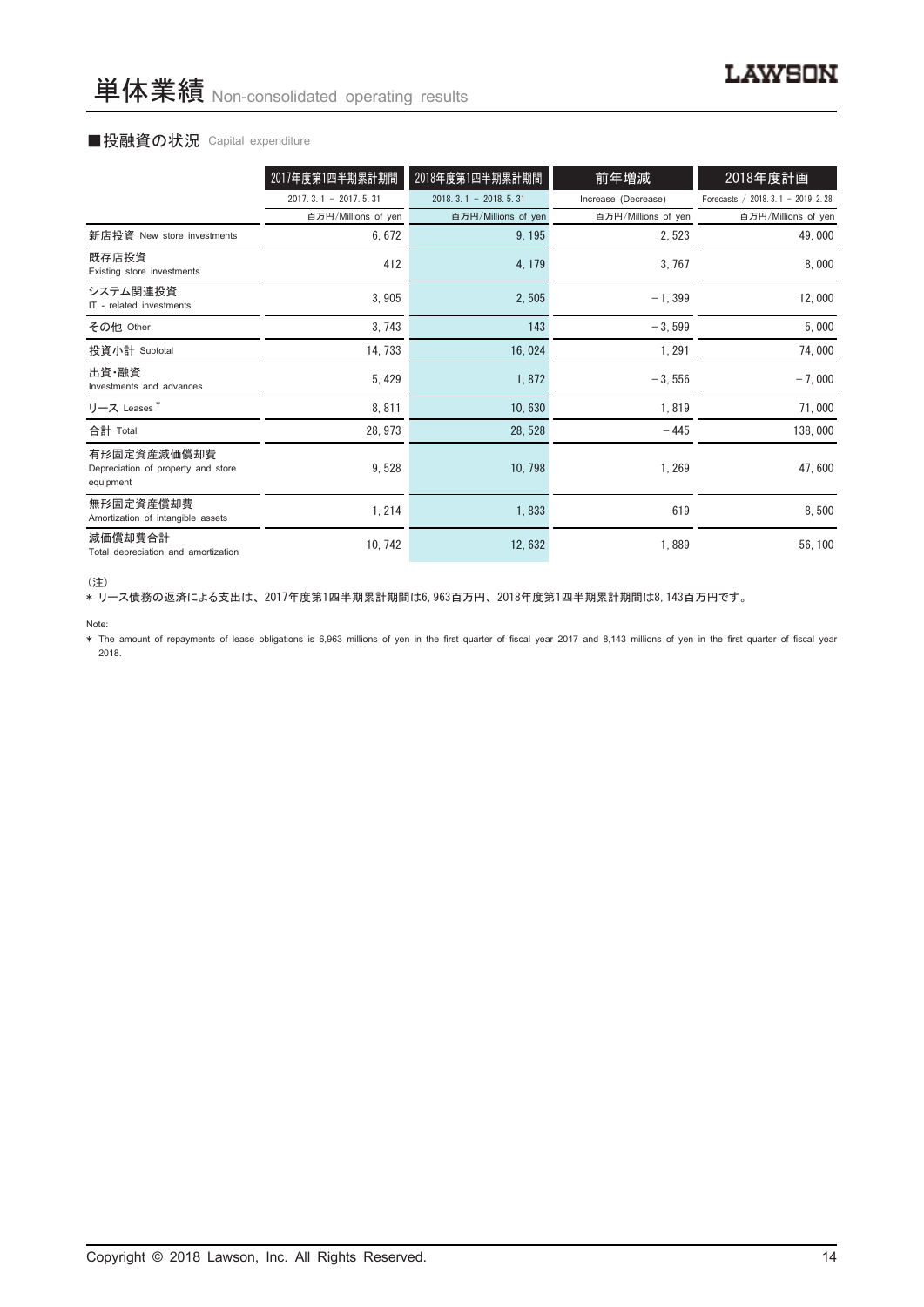# 単体業績 Non-consolidated operating results

## ■投融資の状況 Capital expenditure

| | 2017年度第1四半期累計期間 | 2018年度第1四半期累計期間 | 前年増減 | 2018年度計画 |
|---|---|---|---|---|
| | 2017. 3. 1 – 2017. 5. 31 | 2018. 3. 1 – 2018. 5. 31 | Increase (Decrease) | Forecasts / 2018. 3. 1 – 2019. 2. 28 |
| | 百万円/Millions of yen | 百万円/Millions of yen | 百万円/Millions of yen | 百万円/Millions of yen |
| 新店投資 New store investments | 6, 672 | 9, 195 | 2, 523 | 49, 000 |
| 既存店投資 Existing store investments | 412 | 4, 179 | 3, 767 | 8, 000 |
| システム関連投資 IT - related investments | 3, 905 | 2, 505 | – 1, 399 | 12, 000 |
| その他 Other | 3, 743 | 143 | – 3, 599 | 5, 000 |
| 投資小計 Subtotal | 14, 733 | 16, 024 | 1, 291 | 74, 000 |
| 出資・融資 Investments and advances | 5, 429 | 1, 872 | – 3, 556 | – 7, 000 |
| リース Leases * | 8, 811 | 10, 630 | 1, 819 | 71, 000 |
| 合計 Total | 28, 973 | 28, 528 | – 445 | 138, 000 |
| 有形固定資産減価償却費 Depreciation of property and store equipment | 9, 528 | 10, 798 | 1, 269 | 47, 600 |
| 無形固定資産償却費 Amortization of intangible assets | 1, 214 | 1, 833 | 619 | 8, 500 |
| 減価償却費合計 Total depreciation and amortization | 10, 742 | 12, 632 | 1, 889 | 56, 100 |

（注）

＊ リース債務の返済による支出は、2017年度第1四半期累計期間は6, 963百万円、2018年度第1四半期累計期間は8, 143百万円です。

Note:

＊ The amount of repayments of lease obligations is 6,963 millions of yen in the first quarter of fiscal year 2017 and 8,143 millions of yen in the first quarter of fiscal year 2018.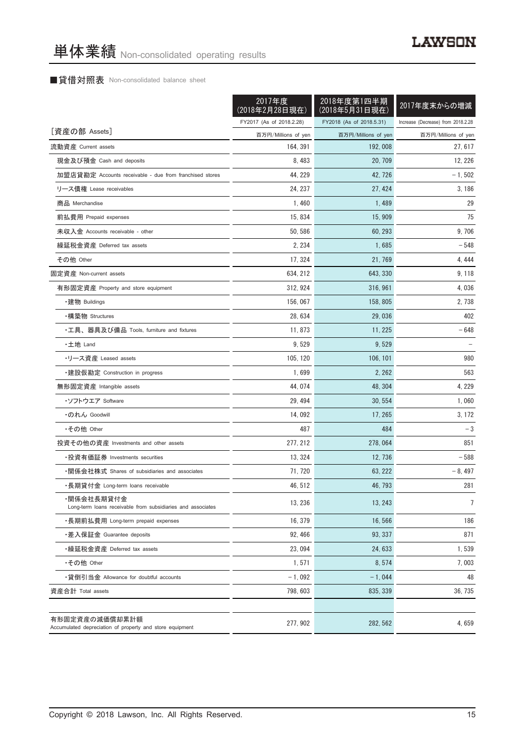# 単体業績 Non-consolidated operating results

## ■貸借対照表 Non-consolidated balance sheet

| | 2017年度 (2018年2月28日現在) | 2018年度第1四半期 (2018年5月31日現在) | 2017年度末からの増減 |
|---|---|---|---|
| | FY2017 (As of 2018.2.28) | FY2018 (As of 2018.5.31) | Increase (Decrease) from 2018.2.28 |
| [資産の部 Assets] | 百万円/Millions of yen | 百万円/Millions of yen | 百万円/Millions of yen |
| 流動資産 Current assets | 164, 391 | 192, 008 | 27, 617 |
| 現金及び預金 Cash and deposits | 8, 483 | 20, 709 | 12, 226 |
| 加盟店貸勘定 Accounts receivable - due from franchised stores | 44, 229 | 42, 726 | − 1, 502 |
| リース債権 Lease receivables | 24, 237 | 27, 424 | 3, 186 |
| 商品 Merchandise | 1, 460 | 1, 489 | 29 |
| 前払費用 Prepaid expenses | 15, 834 | 15, 909 | 75 |
| 未収入金 Accounts receivable - other | 50, 586 | 60, 293 | 9, 706 |
| 繰延税金資産 Deferred tax assets | 2, 234 | 1, 685 | − 548 |
| その他 Other | 17, 324 | 21, 769 | 4, 444 |
| 固定資産 Non-current assets | 634, 212 | 643, 330 | 9, 118 |
| 有形固定資産 Property and store equipment | 312, 924 | 316, 961 | 4, 036 |
| ・建物 Buildings | 156, 067 | 158, 805 | 2, 738 |
| ・構築物 Structures | 28, 634 | 29, 036 | 402 |
| ・工具、器具及び備品 Tools, furniture and fixtures | 11, 873 | 11, 225 | − 648 |
| ・土地 Land | 9, 529 | 9, 529 | − |
| ・リース資産 Leased assets | 105, 120 | 106, 101 | 980 |
| ・建設仮勘定 Construction in progress | 1, 699 | 2, 262 | 563 |
| 無形固定資産 Intangible assets | 44, 074 | 48, 304 | 4, 229 |
| ・ソフトウエア Software | 29, 494 | 30, 554 | 1, 060 |
| ・のれん Goodwill | 14, 092 | 17, 265 | 3, 172 |
| ・その他 Other | 487 | 484 | − 3 |
| 投資その他の資産 Investments and other assets | 277, 212 | 278, 064 | 851 |
| ・投資有価証券 Investments securities | 13, 324 | 12, 736 | − 588 |
| ・関係会社株式 Shares of subsidiaries and associates | 71, 720 | 63, 222 | − 8, 497 |
| ・長期貸付金 Long-term loans receivable | 46, 512 | 46, 793 | 281 |
| ・関係会社長期貸付金 Long-term loans receivable from subsidiaries and associates | 13, 236 | 13, 243 | 7 |
| ・長期前払費用 Long-term prepaid expenses | 16, 379 | 16, 566 | 186 |
| ・差入保証金 Guarantee deposits | 92, 466 | 93, 337 | 871 |
| ・繰延税金資産 Deferred tax assets | 23, 094 | 24, 633 | 1, 539 |
| ・その他 Other | 1, 571 | 8, 574 | 7, 003 |
| ・貸倒引当金 Allowance for doubtful accounts | − 1, 092 | − 1, 044 | 48 |
| 資産合計 Total assets | 798, 603 | 835, 339 | 36, 735 |
| | | | |
| 有形固定資産の減価償却累計額 Accumulated depreciation of property and store equipment | 277, 902 | 282, 562 | 4, 659 |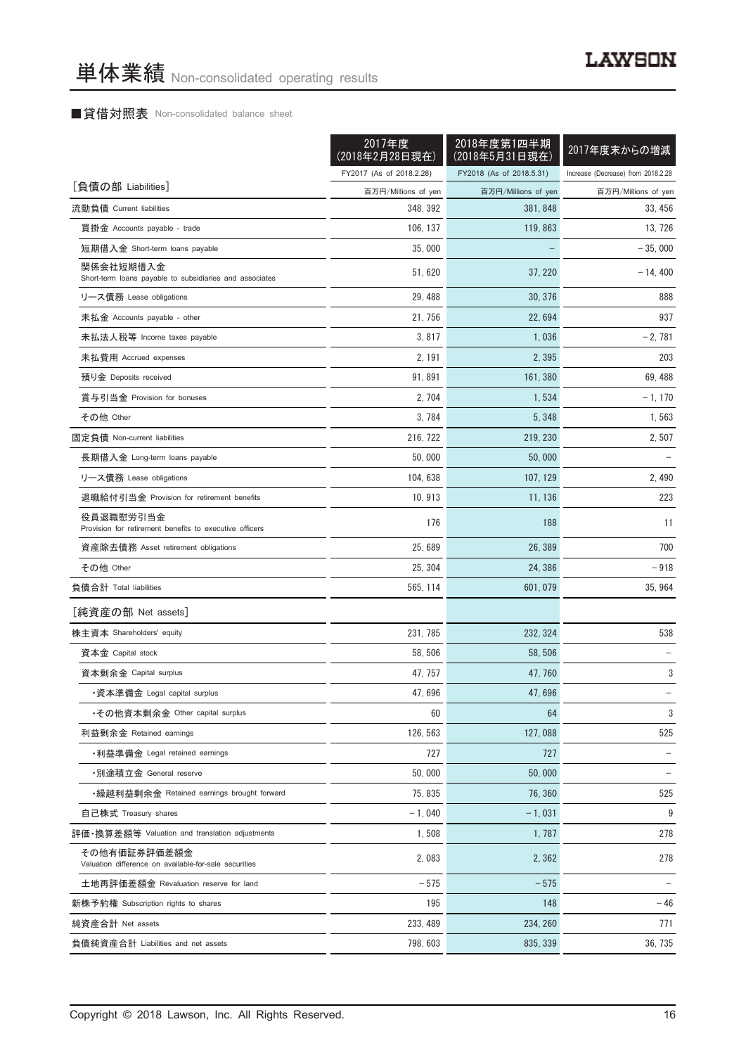# 単体業績 Non-consolidated operating results

■貸借対照表 Non-consolidated balance sheet

| | 2017年度<br>(2018年2月28日現在)<br>FY2017 (As of 2018.2.28) | 2018年度第1四半期<br>(2018年5月31日現在)<br>FY2018 (As of 2018.5.31) | 2017年度末からの増減<br>Increase (Decrease) from 2018.2.28 |
|---|---|---|---|
| [負債の部 Liabilities] | 百万円/Millions of yen | 百万円/Millions of yen | 百万円/Millions of yen |
| 流動負債 Current liabilities | 348, 392 | 381, 848 | 33, 456 |
| 買掛金 Accounts payable - trade | 106, 137 | 119, 863 | 13, 726 |
| 短期借入金 Short-term loans payable | 35, 000 | – | – 35, 000 |
| 関係会社短期借入金 Short-term loans payable to subsidiaries and associates | 51, 620 | 37, 220 | – 14, 400 |
| リース債務 Lease obligations | 29, 488 | 30, 376 | 888 |
| 未払金 Accounts payable - other | 21, 756 | 22, 694 | 937 |
| 未払法人税等 Income taxes payable | 3, 817 | 1, 036 | – 2, 781 |
| 未払費用 Accrued expenses | 2, 191 | 2, 395 | 203 |
| 預り金 Deposits received | 91, 891 | 161, 380 | 69, 488 |
| 賞与引当金 Provision for bonuses | 2, 704 | 1, 534 | – 1, 170 |
| その他 Other | 3, 784 | 5, 348 | 1, 563 |
| 固定負債 Non-current liabilities | 216, 722 | 219, 230 | 2, 507 |
| 長期借入金 Long-term loans payable | 50, 000 | 50, 000 | – |
| リース債務 Lease obligations | 104, 638 | 107, 129 | 2, 490 |
| 退職給付引当金 Provision for retirement benefits | 10, 913 | 11, 136 | 223 |
| 役員退職慰労引当金 Provision for retirement benefits to executive officers | 176 | 188 | 11 |
| 資産除去債務 Asset retirement obligations | 25, 689 | 26, 389 | 700 |
| その他 Other | 25, 304 | 24, 386 | – 918 |
| 負債合計 Total liabilities | 565, 114 | 601, 079 | 35, 964 |
| [純資産の部 Net assets] | | | |
| 株主資本 Shareholders' equity | 231, 785 | 232, 324 | 538 |
| 資本金 Capital stock | 58, 506 | 58, 506 | – |
| 資本剰余金 Capital surplus | 47, 757 | 47, 760 | 3 |
| ・資本準備金 Legal capital surplus | 47, 696 | 47, 696 | – |
| ・その他資本剰余金 Other capital surplus | 60 | 64 | 3 |
| 利益剰余金 Retained earnings | 126, 563 | 127, 088 | 525 |
| ・利益準備金 Legal retained earnings | 727 | 727 | – |
| ・別途積立金 General reserve | 50, 000 | 50, 000 | – |
| ・繰越利益剰余金 Retained earnings brought forward | 75, 835 | 76, 360 | 525 |
| 自己株式 Treasury shares | – 1, 040 | – 1, 031 | 9 |
| 評価・換算差額等 Valuation and translation adjustments | 1, 508 | 1, 787 | 278 |
| その他有価証券評価差額金 Valuation difference on available-for-sale securities | 2, 083 | 2, 362 | 278 |
| 土地再評価差額金 Revaluation reserve for land | – 575 | – 575 | – |
| 新株予約権 Subscription rights to shares | 195 | 148 | – 46 |
| 純資産合計 Net assets | 233, 489 | 234, 260 | 771 |
| 負債純資産合計 Liabilities and net assets | 798, 603 | 835, 339 | 36, 735 |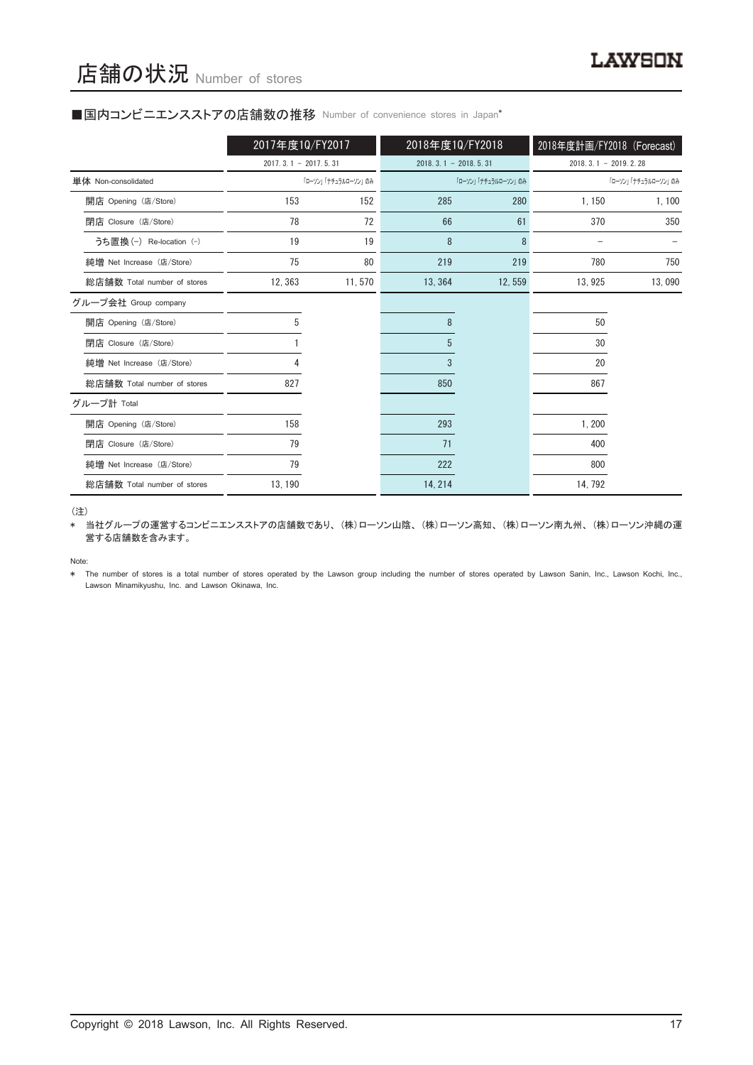# 店舗の状況 Number of stores

■国内コンビニエンスストアの店舗数の推移 Number of convenience stores in Japan*

| | 2017年度1Q/FY2017 | | 2018年度1Q/FY2018 | | 2018年度計画/FY2018 (Forecast) | |
|---|---|---|---|---|---|---|
| | 2017. 3. 1 – 2017. 5. 31 | | 2018. 3. 1 – 2018. 5. 31 | | 2018. 3. 1 – 2019. 2. 28 | |
| 単体 Non-consolidated | | 「ローソン」「ナチュラルローソン」のみ | | 「ローソン」「ナチュラルローソン」のみ | | 「ローソン」「ナチュラルローソン」のみ |
| 開店 Opening (店/Store) | 153 | 152 | 285 | 280 | 1, 150 | 1, 100 |
| 閉店 Closure (店/Store) | 78 | 72 | 66 | 61 | 370 | 350 |
| うち置換 (-) Re-location (-) | 19 | 19 | 8 | 8 | – | – |
| 純増 Net Increase (店/Store) | 75 | 80 | 219 | 219 | 780 | 750 |
| 総店舗数 Total number of stores | 12, 363 | 11, 570 | 13, 364 | 12, 559 | 13, 925 | 13, 090 |
| グループ会社 Group company | | | | | | |
| 開店 Opening (店/Store) | 5 | | 8 | | 50 | |
| 閉店 Closure (店/Store) | 1 | | 5 | | 30 | |
| 純増 Net Increase (店/Store) | 4 | | 3 | | 20 | |
| 総店舗数 Total number of stores | 827 | | 850 | | 867 | |
| グループ計 Total | | | | | | |
| 開店 Opening (店/Store) | 158 | | 293 | | 1, 200 | |
| 閉店 Closure (店/Store) | 79 | | 71 | | 400 | |
| 純増 Net Increase (店/Store) | 79 | | 222 | | 800 | |
| 総店舗数 Total number of stores | 13, 190 | | 14, 214 | | 14, 792 | |

(注)

\* 当社グループの運営するコンビニエンスストアの店舗数であり、(株)ローソン山陰、(株)ローソン高知、(株)ローソン南九州、(株)ローソン沖縄の運営する店舗数を含みます。

Note:

\* The number of stores is a total number of stores operated by the Lawson group including the number of stores operated by Lawson Sanin, Inc., Lawson Kochi, Inc., Lawson Minamikyushu, Inc. and Lawson Okinawa, Inc.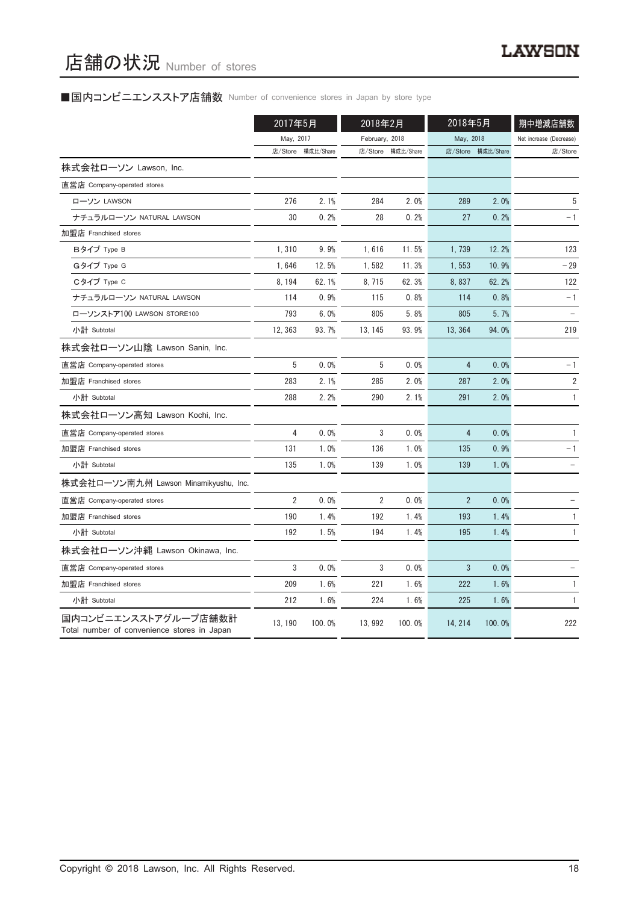# 店舗の状況 Number of stores

## ■国内コンビニエンスストア店舗数 Number of convenience stores in Japan by store type

| | 2017年5月 May, 2017 | | 2018年2月 February, 2018 | | 2018年5月 May, 2018 | | 期中増減店舗数 Net increase (Decrease) |
|---|---|---|---|---|---|---|---|
| | 店/Store | 構成比/Share | 店/Store | 構成比/Share | 店/Store | 構成比/Share | 店/Store |
| **株式会社ローソン Lawson, Inc.** | | | | | | | |
| 直営店 Company-operated stores | | | | | | | |
| ローソン LAWSON | 276 | 2.1% | 284 | 2.0% | 289 | 2.0% | 5 |
| ナチュラルローソン NATURAL LAWSON | 30 | 0.2% | 28 | 0.2% | 27 | 0.2% | − 1 |
| 加盟店 Franchised stores | | | | | | | |
| Bタイプ Type B | 1,310 | 9.9% | 1,616 | 11.5% | 1,739 | 12.2% | 123 |
| Gタイプ Type G | 1,646 | 12.5% | 1,582 | 11.3% | 1,553 | 10.9% | − 29 |
| Cタイプ Type C | 8,194 | 62.1% | 8,715 | 62.3% | 8,837 | 62.2% | 122 |
| ナチュラルローソン NATURAL LAWSON | 114 | 0.9% | 115 | 0.8% | 114 | 0.8% | − 1 |
| ローソンストア100 LAWSON STORE100 | 793 | 6.0% | 805 | 5.8% | 805 | 5.7% | − |
| 小計 Subtotal | 12,363 | 93.7% | 13,145 | 93.9% | 13,364 | 94.0% | 219 |
| **株式会社ローソン山陰 Lawson Sanin, Inc.** | | | | | | | |
| 直営店 Company-operated stores | 5 | 0.0% | 5 | 0.0% | 4 | 0.0% | − 1 |
| 加盟店 Franchised stores | 283 | 2.1% | 285 | 2.0% | 287 | 2.0% | 2 |
| 小計 Subtotal | 288 | 2.2% | 290 | 2.1% | 291 | 2.0% | 1 |
| **株式会社ローソン高知 Lawson Kochi, Inc.** | | | | | | | |
| 直営店 Company-operated stores | 4 | 0.0% | 3 | 0.0% | 4 | 0.0% | 1 |
| 加盟店 Franchised stores | 131 | 1.0% | 136 | 1.0% | 135 | 0.9% | − 1 |
| 小計 Subtotal | 135 | 1.0% | 139 | 1.0% | 139 | 1.0% | − |
| **株式会社ローソン南九州 Lawson Minamikyushu, Inc.** | | | | | | | |
| 直営店 Company-operated stores | 2 | 0.0% | 2 | 0.0% | 2 | 0.0% | − |
| 加盟店 Franchised stores | 190 | 1.4% | 192 | 1.4% | 193 | 1.4% | 1 |
| 小計 Subtotal | 192 | 1.5% | 194 | 1.4% | 195 | 1.4% | 1 |
| **株式会社ローソン沖縄 Lawson Okinawa, Inc.** | | | | | | | |
| 直営店 Company-operated stores | 3 | 0.0% | 3 | 0.0% | 3 | 0.0% | − |
| 加盟店 Franchised stores | 209 | 1.6% | 221 | 1.6% | 222 | 1.6% | 1 |
| 小計 Subtotal | 212 | 1.6% | 224 | 1.6% | 225 | 1.6% | 1 |
| **国内コンビニエンスストアグループ店舗数計 Total number of convenience stores in Japan** | 13,190 | 100.0% | 13,992 | 100.0% | 14,214 | 100.0% | 222 |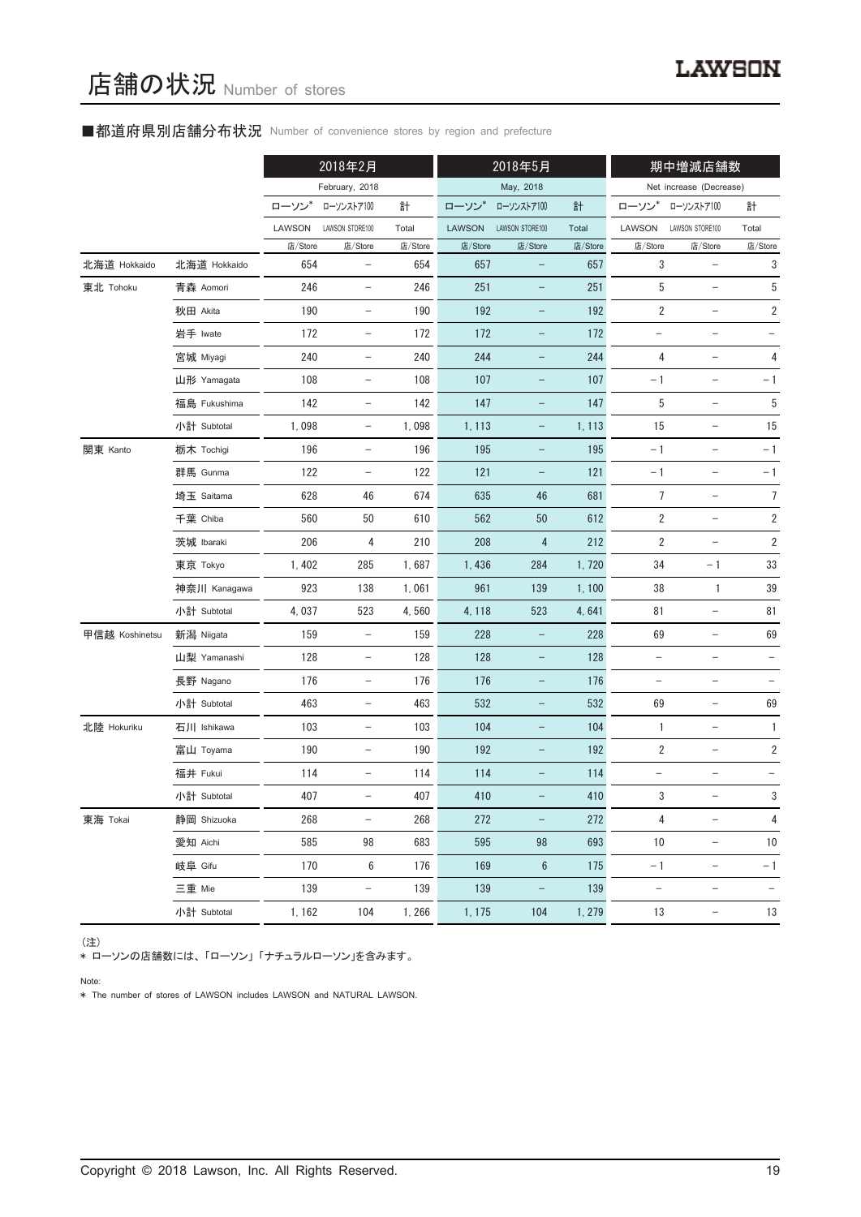# 店舗の状況 Number of stores

## ■都道府県別店舗分布状況 Number of convenience stores by region and prefecture

| | | 2018年2月 February, 2018 | | | 2018年5月 May, 2018 | | | 期中増減店舗数 Net increase (Decrease) | | |
|---|---|---|---|---|---|---|---|---|---|---|
| | | ローソン* LAWSON | ローソンストア100 LAWSON STORE100 | 計 Total | ローソン* LAWSON | ローソンストア100 LAWSON STORE100 | 計 Total | ローソン* LAWSON | ローソンストア100 LAWSON STORE100 | 計 Total |
| | | 店/Store | 店/Store | 店/Store | 店/Store | 店/Store | 店/Store | 店/Store | 店/Store | 店/Store |
| 北海道 Hokkaido | 北海道 Hokkaido | 654 | – | 654 | 657 | – | 657 | 3 | – | 3 |
| 東北 Tohoku | 青森 Aomori | 246 | – | 246 | 251 | – | 251 | 5 | – | 5 |
| | 秋田 Akita | 190 | – | 190 | 192 | – | 192 | 2 | – | 2 |
| | 岩手 Iwate | 172 | – | 172 | 172 | – | 172 | – | – | – |
| | 宮城 Miyagi | 240 | – | 240 | 244 | – | 244 | 4 | – | 4 |
| | 山形 Yamagata | 108 | – | 108 | 107 | – | 107 | –1 | – | –1 |
| | 福島 Fukushima | 142 | – | 142 | 147 | – | 147 | 5 | – | 5 |
| | 小計 Subtotal | 1,098 | – | 1,098 | 1,113 | – | 1,113 | 15 | – | 15 |
| 関東 Kanto | 栃木 Tochigi | 196 | – | 196 | 195 | – | 195 | –1 | – | –1 |
| | 群馬 Gunma | 122 | – | 122 | 121 | – | 121 | –1 | – | –1 |
| | 埼玉 Saitama | 628 | 46 | 674 | 635 | 46 | 681 | 7 | – | 7 |
| | 千葉 Chiba | 560 | 50 | 610 | 562 | 50 | 612 | 2 | – | 2 |
| | 茨城 Ibaraki | 206 | 4 | 210 | 208 | 4 | 212 | 2 | – | 2 |
| | 東京 Tokyo | 1,402 | 285 | 1,687 | 1,436 | 284 | 1,720 | 34 | –1 | 33 |
| | 神奈川 Kanagawa | 923 | 138 | 1,061 | 961 | 139 | 1,100 | 38 | 1 | 39 |
| | 小計 Subtotal | 4,037 | 523 | 4,560 | 4,118 | 523 | 4,641 | 81 | – | 81 |
| 甲信越 Koshinetsu | 新潟 Niigata | 159 | – | 159 | 228 | – | 228 | 69 | – | 69 |
| | 山梨 Yamanashi | 128 | – | 128 | 128 | – | 128 | – | – | – |
| | 長野 Nagano | 176 | – | 176 | 176 | – | 176 | – | – | – |
| | 小計 Subtotal | 463 | – | 463 | 532 | – | 532 | 69 | – | 69 |
| 北陸 Hokuriku | 石川 Ishikawa | 103 | – | 103 | 104 | – | 104 | 1 | – | 1 |
| | 富山 Toyama | 190 | – | 190 | 192 | – | 192 | 2 | – | 2 |
| | 福井 Fukui | 114 | – | 114 | 114 | – | 114 | – | – | – |
| | 小計 Subtotal | 407 | – | 407 | 410 | – | 410 | 3 | – | 3 |
| 東海 Tokai | 静岡 Shizuoka | 268 | – | 268 | 272 | – | 272 | 4 | – | 4 |
| | 愛知 Aichi | 585 | 98 | 683 | 595 | 98 | 693 | 10 | – | 10 |
| | 岐阜 Gifu | 170 | 6 | 176 | 169 | 6 | 175 | –1 | – | –1 |
| | 三重 Mie | 139 | – | 139 | 139 | – | 139 | – | – | – |
| | 小計 Subtotal | 1,162 | 104 | 1,266 | 1,175 | 104 | 1,279 | 13 | – | 13 |

（注）
* ローソンの店舗数には、「ローソン」「ナチュラルローソン」を含みます。

Note:
* The number of stores of LAWSON includes LAWSON and NATURAL LAWSON.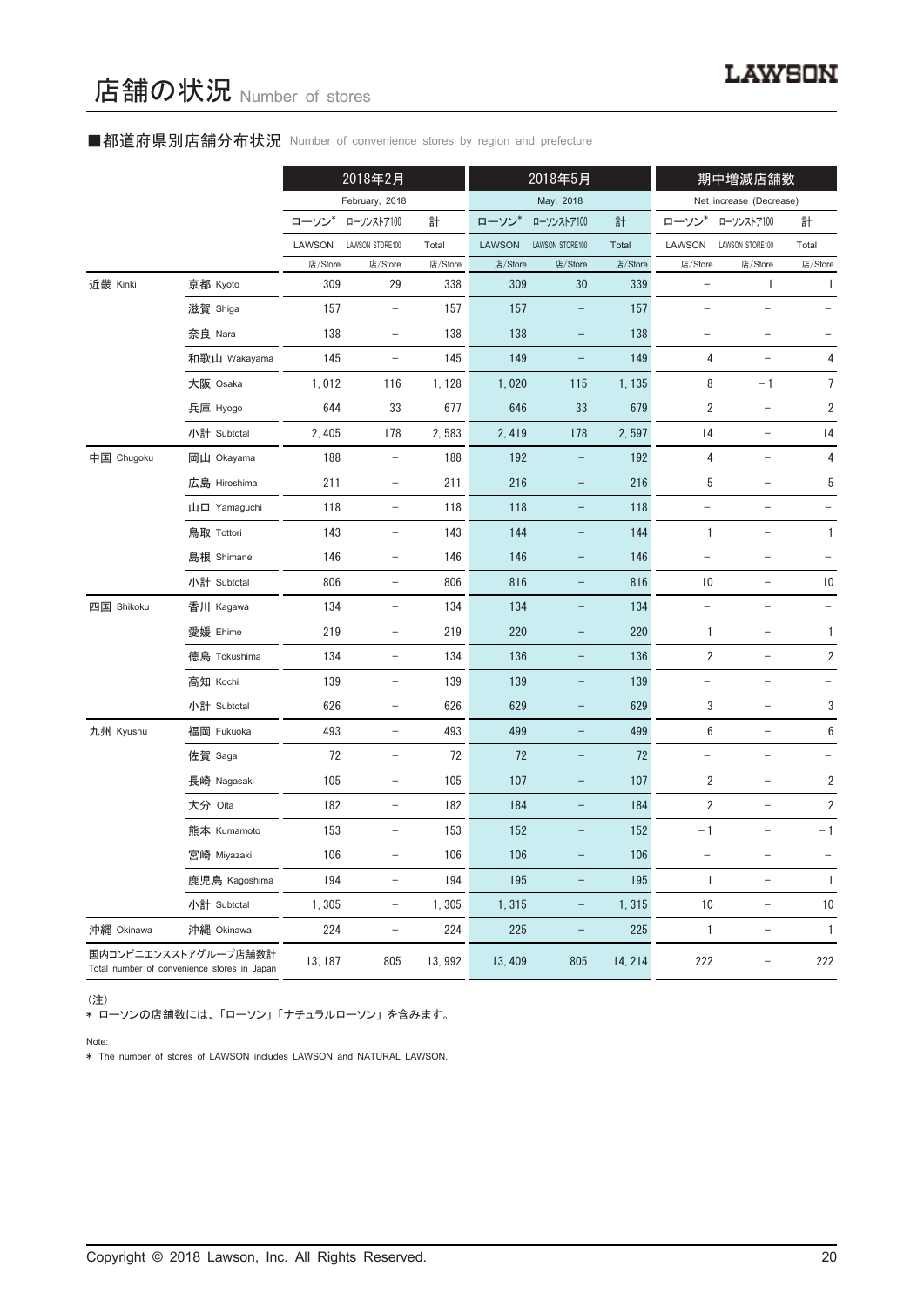# 店舗の状況 Number of stores

## ■都道府県別店舗分布状況 Number of convenience stores by region and prefecture

| | | 2018年2月 February, 2018 | | | 2018年5月 May, 2018 | | | 期中増減店舗数 Net increase (Decrease) | | |
|---|---|---|---|---|---|---|---|---|---|---|
| | | ローソン* LAWSON | ローソンストア100 LAWSON STORE100 | 計 Total | ローソン* LAWSON | ローソンストア100 LAWSON STORE100 | 計 Total | ローソン* LAWSON | ローソンストア100 LAWSON STORE100 | 計 Total |
| | | 店/Store | 店/Store | 店/Store | 店/Store | 店/Store | 店/Store | 店/Store | 店/Store | 店/Store |
| 近畿 Kinki | 京都 Kyoto | 309 | 29 | 338 | 309 | 30 | 339 | – | 1 | 1 |
| | 滋賀 Shiga | 157 | – | 157 | 157 | – | 157 | – | – | – |
| | 奈良 Nara | 138 | – | 138 | 138 | – | 138 | – | – | – |
| | 和歌山 Wakayama | 145 | – | 145 | 149 | – | 149 | 4 | – | 4 |
| | 大阪 Osaka | 1,012 | 116 | 1,128 | 1,020 | 115 | 1,135 | 8 | –1 | 7 |
| | 兵庫 Hyogo | 644 | 33 | 677 | 646 | 33 | 679 | 2 | – | 2 |
| | 小計 Subtotal | 2,405 | 178 | 2,583 | 2,419 | 178 | 2,597 | 14 | – | 14 |
| 中国 Chugoku | 岡山 Okayama | 188 | – | 188 | 192 | – | 192 | 4 | – | 4 |
| | 広島 Hiroshima | 211 | – | 211 | 216 | – | 216 | 5 | – | 5 |
| | 山口 Yamaguchi | 118 | – | 118 | 118 | – | 118 | – | – | – |
| | 鳥取 Tottori | 143 | – | 143 | 144 | – | 144 | 1 | – | 1 |
| | 島根 Shimane | 146 | – | 146 | 146 | – | 146 | – | – | – |
| | 小計 Subtotal | 806 | – | 806 | 816 | – | 816 | 10 | – | 10 |
| 四国 Shikoku | 香川 Kagawa | 134 | – | 134 | 134 | – | 134 | – | – | – |
| | 愛媛 Ehime | 219 | – | 219 | 220 | – | 220 | 1 | – | 1 |
| | 徳島 Tokushima | 134 | – | 134 | 136 | – | 136 | 2 | – | 2 |
| | 高知 Kochi | 139 | – | 139 | 139 | – | 139 | – | – | – |
| | 小計 Subtotal | 626 | – | 626 | 629 | – | 629 | 3 | – | 3 |
| 九州 Kyushu | 福岡 Fukuoka | 493 | – | 493 | 499 | – | 499 | 6 | – | 6 |
| | 佐賀 Saga | 72 | – | 72 | 72 | – | 72 | – | – | – |
| | 長崎 Nagasaki | 105 | – | 105 | 107 | – | 107 | 2 | – | 2 |
| | 大分 Oita | 182 | – | 182 | 184 | – | 184 | 2 | – | 2 |
| | 熊本 Kumamoto | 153 | – | 153 | 152 | – | 152 | –1 | – | –1 |
| | 宮崎 Miyazaki | 106 | – | 106 | 106 | – | 106 | – | – | – |
| | 鹿児島 Kagoshima | 194 | – | 194 | 195 | – | 195 | 1 | – | 1 |
| | 小計 Subtotal | 1,305 | – | 1,305 | 1,315 | – | 1,315 | 10 | – | 10 |
| 沖縄 Okinawa | 沖縄 Okinawa | 224 | – | 224 | 225 | – | 225 | 1 | – | 1 |
| 国内コンビニエンスストアグループ店舗数計 Total number of convenience stores in Japan | | 13,187 | 805 | 13,992 | 13,409 | 805 | 14,214 | 222 | – | 222 |

（注）
* ローソンの店舗数には、「ローソン」「ナチュラルローソン」を含みます。

Note:
* The number of stores of LAWSON includes LAWSON and NATURAL LAWSON.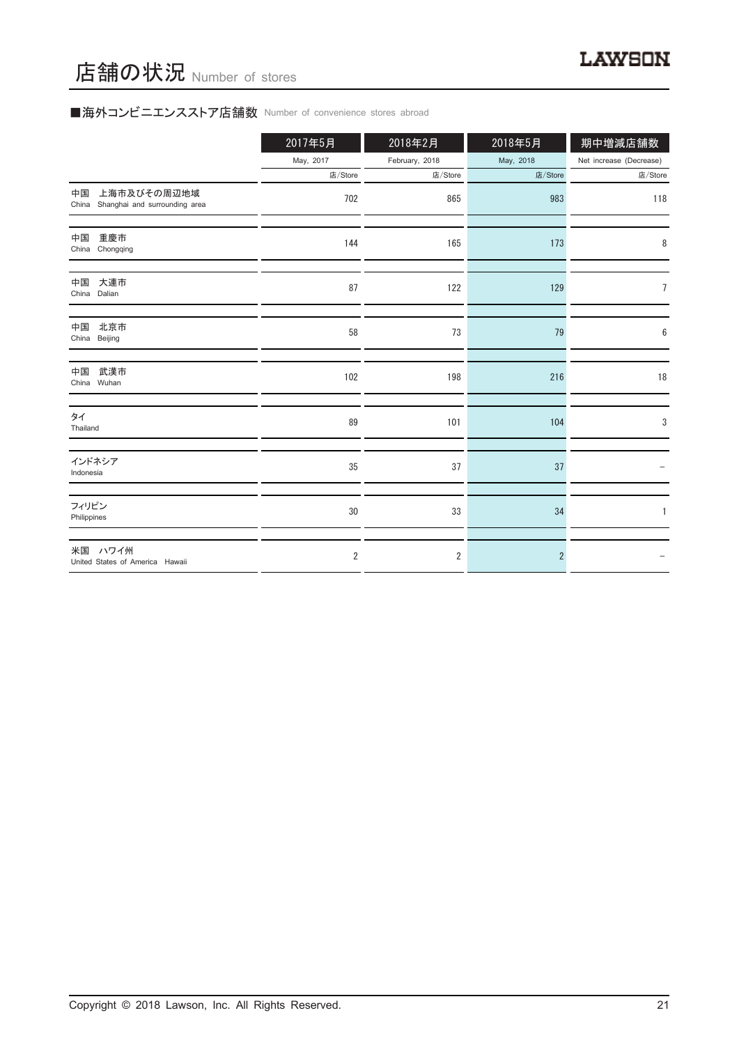# 店舗の状況 Number of stores

LAWSON

## ■海外コンビニエンスストア店舗数 Number of convenience stores abroad

| | 2017年5月 May, 2017 店/Store | 2018年2月 February, 2018 店/Store | 2018年5月 May, 2018 店/Store | 期中増減店舗数 Net increase (Decrease) 店/Store |
|---|---|---|---|---|
| 中国　上海市及びその周辺地域 China　Shanghai and surrounding area | 702 | 865 | 983 | 118 |
| 中国　重慶市 China　Chongqing | 144 | 165 | 173 | 8 |
| 中国　大連市 China　Dalian | 87 | 122 | 129 | 7 |
| 中国　北京市 China　Beijing | 58 | 73 | 79 | 6 |
| 中国　武漢市 China　Wuhan | 102 | 198 | 216 | 18 |
| タイ Thailand | 89 | 101 | 104 | 3 |
| インドネシア Indonesia | 35 | 37 | 37 | – |
| フィリピン Philippines | 30 | 33 | 34 | 1 |
| 米国　ハワイ州 United States of America　Hawaii | 2 | 2 | 2 | – |

Copyright © 2018 Lawson, Inc. All Rights Reserved.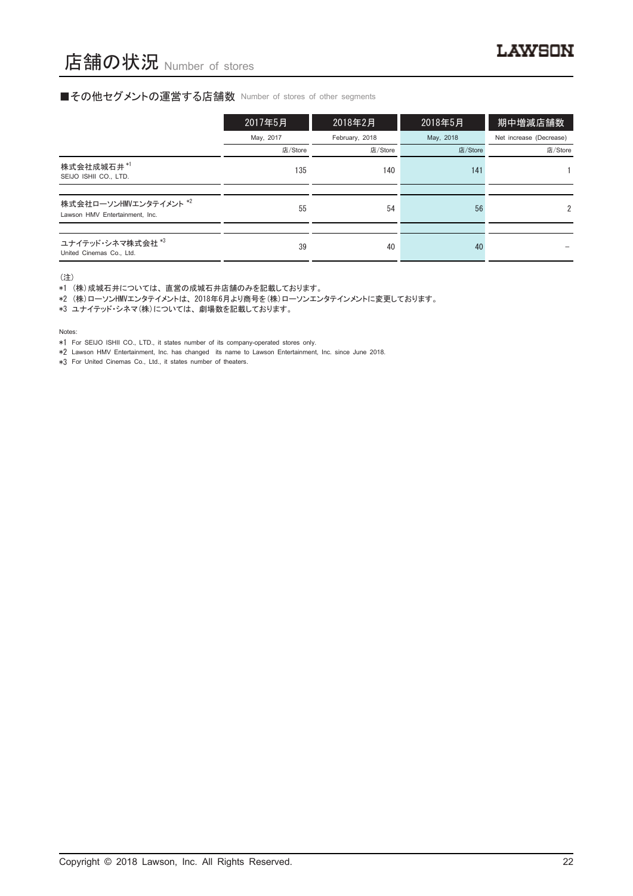# 店舗の状況 Number of stores

## ■その他セグメントの運営する店舗数 Number of stores of other segments

| | 2017年5月 | 2018年2月 | 2018年5月 | 期中増減店舗数 |
|---|---|---|---|---|
| | May, 2017 | February, 2018 | May, 2018 | Net increase (Decrease) |
| | 店/Store | 店/Store | 店/Store | 店/Store |
| 株式会社成城石井 *1<br>SEIJO ISHII CO., LTD. | 135 | 140 | 141 | 1 |
| 株式会社ローソンHMVエンタテイメント *2<br>Lawson HMV Entertainment, Inc. | 55 | 54 | 56 | 2 |
| ユナイテッド・シネマ株式会社 *3<br>United Cinemas Co., Ltd. | 39 | 40 | 40 | − |

(注)
*1 (株)成城石井については、直営の成城石井店舗のみを記載しております。
*2 (株)ローソンHMVエンタテイメントは、2018年6月より商号を(株)ローソンエンタテインメントに変更しております。
*3 ユナイテッド・シネマ(株)については、劇場数を記載しております。

Notes:
*1 For SEIJO ISHII CO., LTD., it states number of its company-operated stores only.
*2 Lawson HMV Entertainment, Inc. has changed its name to Lawson Entertainment, Inc. since June 2018.
*3 For United Cinemas Co., Ltd., it states number of theaters.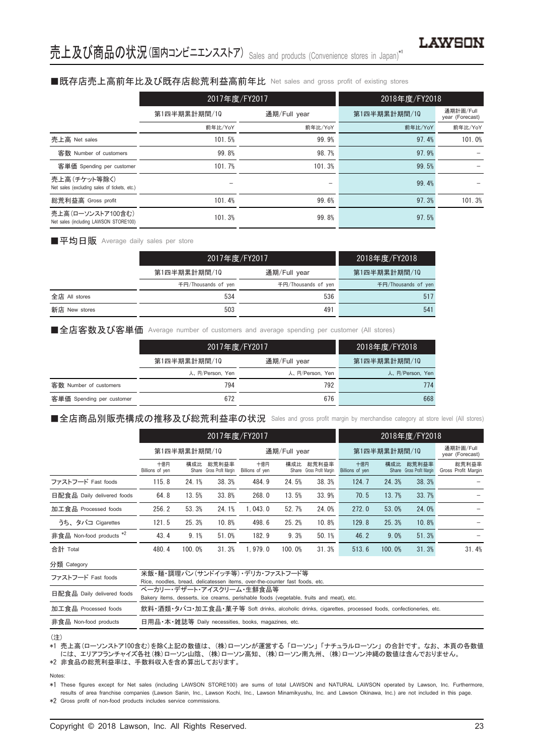# 売上及び商品の状況(国内コンビニエンスストア) Sales and products (Convenience stores in Japan)*1

## ■既存店売上高前年比及び既存店総荒利益高前年比 Net sales and gross profit of existing stores

| | 2017年度/FY2017 | | 2018年度/FY2018 | |
|---|---|---|---|---|
| | 第1四半期累計期間/1Q | 通期/Full year | 第1四半期累計期間/1Q | 通期計画/Full year (Forecast) |
| | 前年比/YoY | 前年比/YoY | 前年比/YoY | 前年比/YoY |
| 売上高 Net sales | 101.5% | 99.9% | 97.4% | 101.0% |
| 客数 Number of customers | 99.8% | 98.7% | 97.9% | – |
| 客単価 Spending per customer | 101.7% | 101.3% | 99.5% | – |
| 売上高(チケット等除く) Net sales (excluding sales of tickets, etc.) | – | – | 99.4% | – |
| 総荒利益高 Gross profit | 101.4% | 99.6% | 97.3% | 101.3% |
| 売上高(ローソンストア100含む) Net sales (including LAWSON STORE100) | 101.3% | 99.8% | 97.5% | |

## ■平均日販 Average daily sales per store

| | 2017年度/FY2017 | | 2018年度/FY2018 |
|---|---|---|---|
| | 第1四半期累計期間/1Q | 通期/Full year | 第1四半期累計期間/1Q |
| | 千円/Thousands of yen | 千円/Thousands of yen | 千円/Thousands of yen |
| 全店 All stores | 534 | 536 | 517 |
| 新店 New stores | 503 | 491 | 541 |

## ■全店客数及び客単価 Average number of customers and average spending per customer (All stores)

| | 2017年度/FY2017 | | 2018年度/FY2018 |
|---|---|---|---|
| | 第1四半期累計期間/1Q | 通期/Full year | 第1四半期累計期間/1Q |
| | 人、円/Person, Yen | 人、円/Person, Yen | 人、円/Person, Yen |
| 客数 Number of customers | 794 | 792 | 774 |
| 客単価 Spending per customer | 672 | 676 | 668 |

## ■全店商品別販売構成の推移及び総荒利益率の状況 Sales and gross profit margin by merchandise category at store level (All stores)

| | 2017年度/FY2017 | | | | | | 2018年度/FY2018 | | | |
|---|---|---|---|---|---|---|---|---|---|---|
| | 第1四半期累計期間/1Q | | | 通期/Full year | | | 第1四半期累計期間/1Q | | | 通期計画/Full year (Forecast) |
| | 十億円 Billions of yen | 構成比 Share | 総荒利益率 Gross Profit Margin | 十億円 Billions of yen | 構成比 Share | 総荒利益率 Gross Profit Margin | 十億円 Billions of yen | 構成比 Share | 総荒利益率 Gross Profit Margin | 総荒利益率 Gross Profit Margin |
| ファストフード Fast foods | 115.8 | 24.1% | 38.3% | 484.9 | 24.5% | 38.3% | 124.7 | 24.3% | 38.3% | – |
| 日配食品 Daily delivered foods | 64.8 | 13.5% | 33.8% | 268.0 | 13.5% | 33.9% | 70.5 | 13.7% | 33.7% | – |
| 加工食品 Processed foods | 256.2 | 53.3% | 24.1% | 1,043.0 | 52.7% | 24.0% | 272.0 | 53.0% | 24.0% | – |
| うち、タバコ Cigarettes | 121.5 | 25.3% | 10.8% | 498.6 | 25.2% | 10.8% | 129.8 | 25.3% | 10.8% | – |
| 非食品 Non-food products *2 | 43.4 | 9.1% | 51.0% | 182.9 | 9.3% | 50.1% | 46.2 | 9.0% | 51.3% | – |
| 合計 Total | 480.4 | 100.0% | 31.3% | 1,979.0 | 100.0% | 31.3% | 513.6 | 100.0% | 31.3% | 31.4% |

| 分類 Category | |
|---|---|
| ファストフード Fast foods | 米飯・麺・調理パン(サンドイッチ等)・デリカ・ファストフード等 Rice, noodles, bread, delicatessen items, over-the-counter fast foods, etc. |
| 日配食品 Daily delivered foods | ベーカリー・デザート・アイスクリーム・生鮮食品等 Bakery items, desserts, ice creams, perishable foods (vegetable, fruits and meat), etc. |
| 加工食品 Processed foods | 飲料・酒類・タバコ・加工食品・菓子等 Soft drinks, alcoholic drinks, cigarettes, processed foods, confectioneries, etc. |
| 非食品 Non-food products | 日用品・本・雑誌等 Daily necessities, books, magazines, etc. |

(注)

*1 売上高(ローソンストア100含む)を除く上記の数値は、(株)ローソンが運営する「ローソン」「ナチュラルローソン」の合計です。なお、本頁の各数値には、エリアフランチャイズ各社(株)ローソン山陰、(株)ローソン高知、(株)ローソン南九州、(株)ローソン沖縄の数値は含んでおりません。

*2 非食品の総荒利益率は、手数料収入を含め算出しております。

Notes:

*1 These figures except for Net sales (including LAWSON STORE100) are sums of total LAWSON and NATURAL LAWSON operated by Lawson, Inc. Furthermore, results of area franchise companies (Lawson Sanin, Inc., Lawson Kochi, Inc., Lawson Minamikyushu, Inc. and Lawson Okinawa, Inc.) are not included in this page.

*2 Gross profit of non-food products includes service commissions.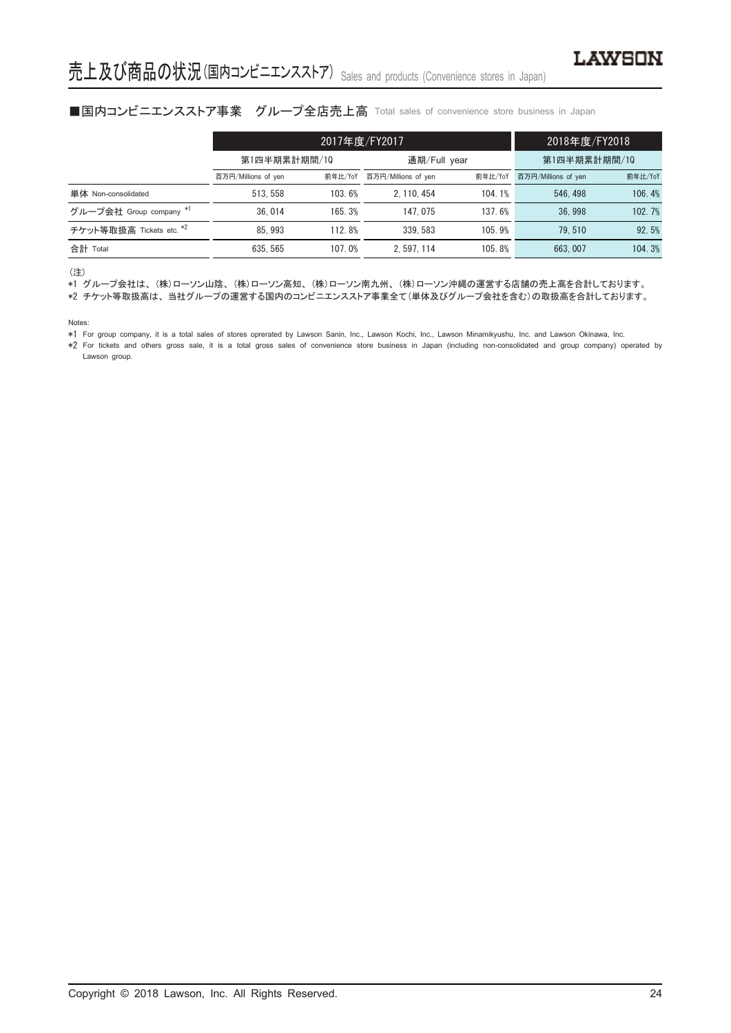# 売上及び商品の状況(国内コンビニエンスストア) Sales and products (Convenience stores in Japan)

## ■国内コンビニエンスストア事業　グループ全店売上高 Total sales of convenience store business in Japan

| | 2017年度/FY2017 | | | | 2018年度/FY2018 | |
|---|---|---|---|---|---|---|
| | 第1四半期累計期間/1Q | | 通期/Full year | | 第1四半期累計期間/1Q | |
| | 百万円/Millions of yen | 前年比/YoY | 百万円/Millions of yen | 前年比/YoY | 百万円/Millions of yen | 前年比/YoY |
| 単体 Non-consolidated | 513, 558 | 103. 6% | 2, 110, 454 | 104. 1% | 546, 498 | 106. 4% |
| グループ会社 Group company *1 | 36, 014 | 165. 3% | 147, 075 | 137. 6% | 36, 998 | 102. 7% |
| チケット等取扱高 Tickets etc. *2 | 85, 993 | 112. 8% | 339, 583 | 105. 9% | 79, 510 | 92. 5% |
| 合計 Total | 635, 565 | 107. 0% | 2, 597, 114 | 105. 8% | 663, 007 | 104. 3% |

(注)

*1 グループ会社は、(株)ローソン山陰、(株)ローソン高知、(株)ローソン南九州、(株)ローソン沖縄の運営する店舗の売上高を合計しております。

*2 チケット等取扱高は、当社グループの運営する国内のコンビニエンスストア事業全て(単体及びグループ会社を含む)の取扱高を合計しております。

Notes:

*1 For group company, it is a total sales of stores oprerated by Lawson Sanin, Inc., Lawson Kochi, Inc., Lawson Minamikyushu, Inc. and Lawson Okinawa, Inc.

*2 For tickets and others gross sale, it is a total gross sales of convenience store business in Japan (including non-consolidated and group company) operated by Lawson group.